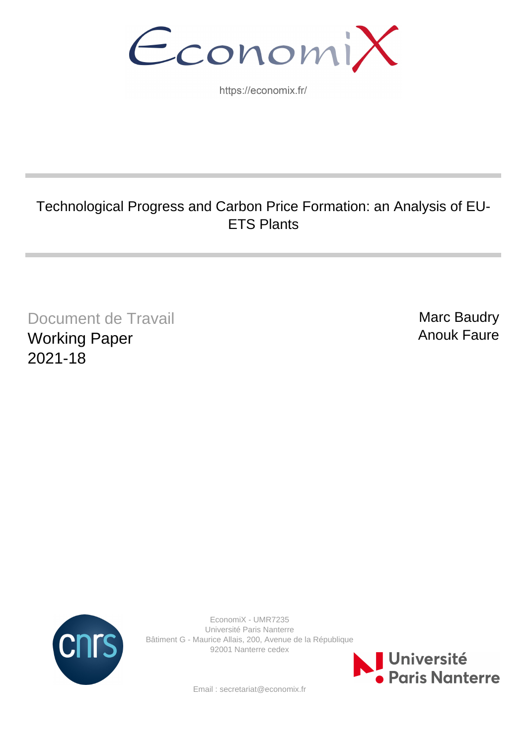EconomiX

https://economix.fr/

# Technological Progress and Carbon Price Formation: an Analysis of EU-ETS Plants

Document de Travail
Working Paper
2021-18

Marc Baudry
Anouk Faure

EconomiX - UMR7235
Université Paris Nanterre
Bâtiment G - Maurice Allais, 200, Avenue de la République
92001 Nanterre cedex

Email : secretariat@economix.fr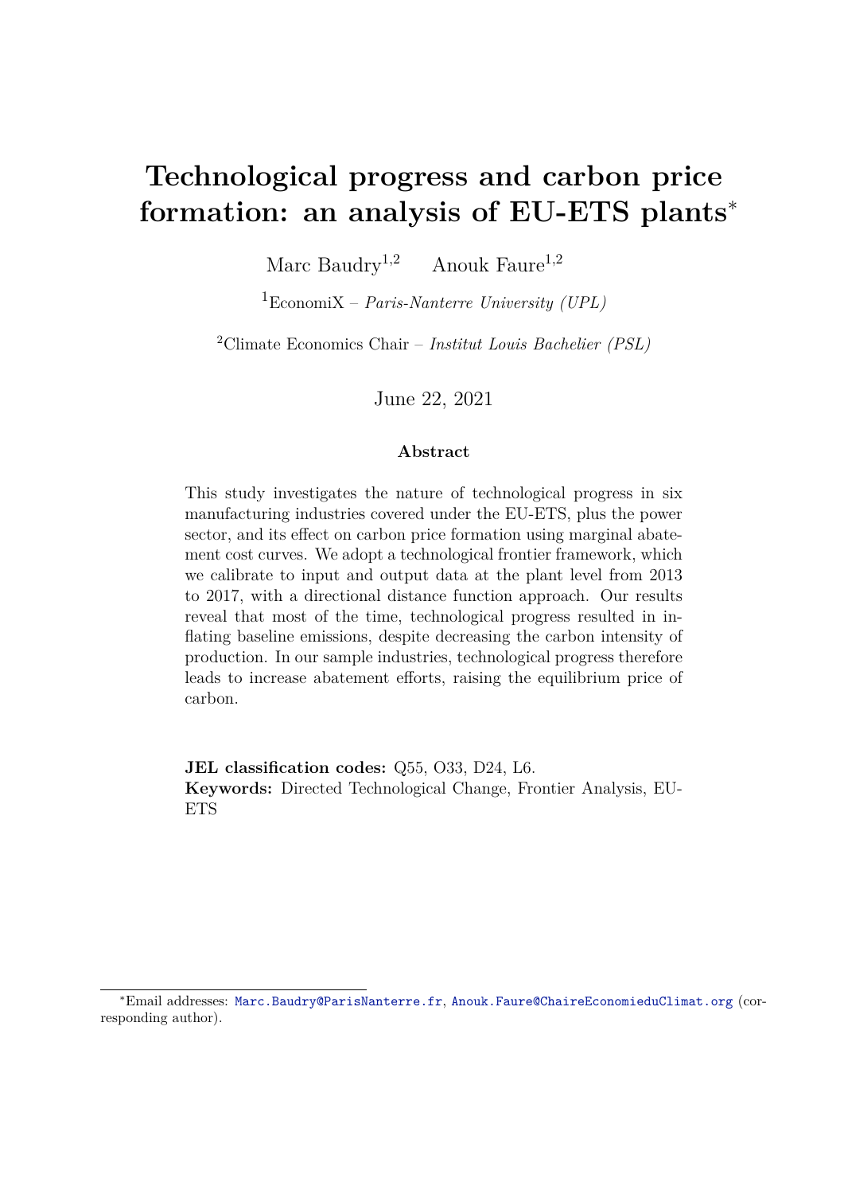# Technological progress and carbon price formation: an analysis of EU-ETS plants*

Marc Baudry[1,2] Anouk Faure[1,2]

[1]EconomiX – *Paris-Nanterre University (UPL)*

[2]Climate Economics Chair – *Institut Louis Bachelier (PSL)*

June 22, 2021

### Abstract

This study investigates the nature of technological progress in six manufacturing industries covered under the EU-ETS, plus the power sector, and its effect on carbon price formation using marginal abatement cost curves. We adopt a technological frontier framework, which we calibrate to input and output data at the plant level from 2013 to 2017, with a directional distance function approach. Our results reveal that most of the time, technological progress resulted in inflating baseline emissions, despite decreasing the carbon intensity of production. In our sample industries, technological progress therefore leads to increase abatement efforts, raising the equilibrium price of carbon.

**JEL classification codes:** Q55, O33, D24, L6.
**Keywords:** Directed Technological Change, Frontier Analysis, EU-ETS

*Email addresses: Marc.Baudry@ParisNanterre.fr, Anouk.Faure@ChaireEconomieduClimat.org (corresponding author).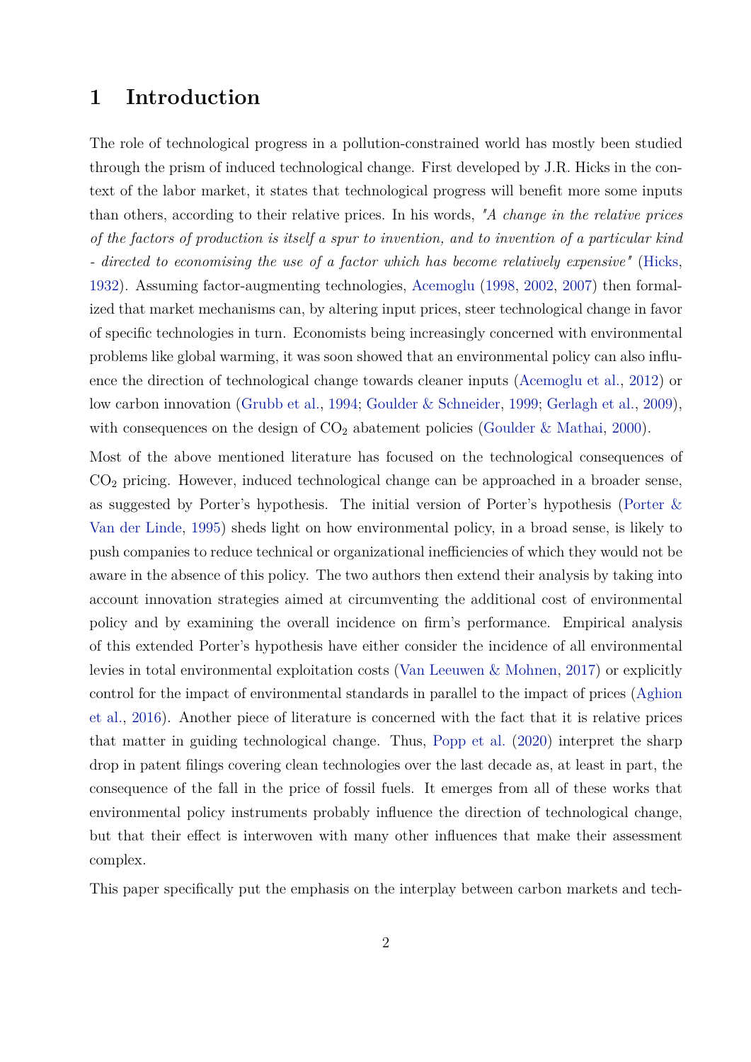# 1 Introduction

The role of technological progress in a pollution-constrained world has mostly been studied through the prism of induced technological change. First developed by J.R. Hicks in the context of the labor market, it states that technological progress will benefit more some inputs than others, according to their relative prices. In his words, *"A change in the relative prices of the factors of production is itself a spur to invention, and to invention of a particular kind - directed to economising the use of a factor which has become relatively expensive"* (Hicks, 1932). Assuming factor-augmenting technologies, Acemoglu (1998, 2002, 2007) then formalized that market mechanisms can, by altering input prices, steer technological change in favor of specific technologies in turn. Economists being increasingly concerned with environmental problems like global warming, it was soon showed that an environmental policy can also influence the direction of technological change towards cleaner inputs (Acemoglu et al., 2012) or low carbon innovation (Grubb et al., 1994; Goulder & Schneider, 1999; Gerlagh et al., 2009), with consequences on the design of $CO_2$ abatement policies (Goulder & Mathai, 2000).

Most of the above mentioned literature has focused on the technological consequences of $CO_2$ pricing. However, induced technological change can be approached in a broader sense, as suggested by Porter's hypothesis. The initial version of Porter's hypothesis (Porter & Van der Linde, 1995) sheds light on how environmental policy, in a broad sense, is likely to push companies to reduce technical or organizational inefficiencies of which they would not be aware in the absence of this policy. The two authors then extend their analysis by taking into account innovation strategies aimed at circumventing the additional cost of environmental policy and by examining the overall incidence on firm's performance. Empirical analysis of this extended Porter's hypothesis have either consider the incidence of all environmental levies in total environmental exploitation costs (Van Leeuwen & Mohnen, 2017) or explicitly control for the impact of environmental standards in parallel to the impact of prices (Aghion et al., 2016). Another piece of literature is concerned with the fact that it is relative prices that matter in guiding technological change. Thus, Popp et al. (2020) interpret the sharp drop in patent filings covering clean technologies over the last decade as, at least in part, the consequence of the fall in the price of fossil fuels. It emerges from all of these works that environmental policy instruments probably influence the direction of technological change, but that their effect is interwoven with many other influences that make their assessment complex.

This paper specifically put the emphasis on the interplay between carbon markets and tech-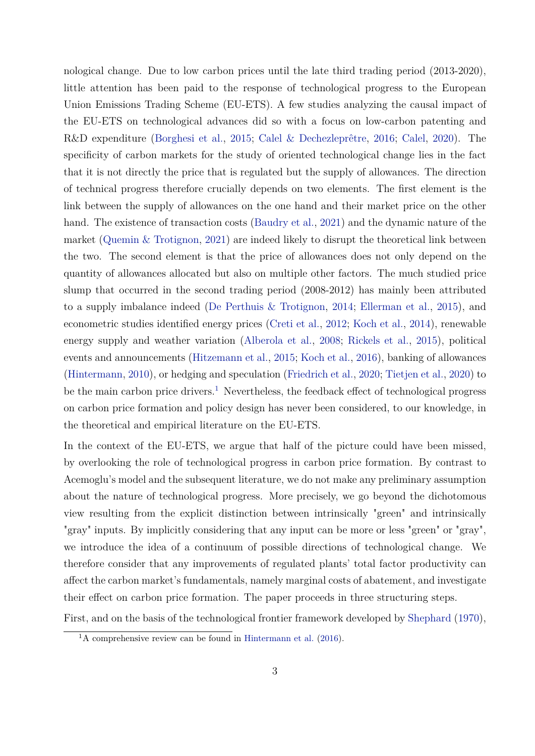nological change. Due to low carbon prices until the late third trading period (2013-2020), little attention has been paid to the response of technological progress to the European Union Emissions Trading Scheme (EU-ETS). A few studies analyzing the causal impact of the EU-ETS on technological advances did so with a focus on low-carbon patenting and R&D expenditure (Borghesi et al., 2015; Calel & Dechezleprêtre, 2016; Calel, 2020). The specificity of carbon markets for the study of oriented technological change lies in the fact that it is not directly the price that is regulated but the supply of allowances. The direction of technical progress therefore crucially depends on two elements. The first element is the link between the supply of allowances on the one hand and their market price on the other hand. The existence of transaction costs (Baudry et al., 2021) and the dynamic nature of the market (Quemin & Trotignon, 2021) are indeed likely to disrupt the theoretical link between the two. The second element is that the price of allowances does not only depend on the quantity of allowances allocated but also on multiple other factors. The much studied price slump that occurred in the second trading period (2008-2012) has mainly been attributed to a supply imbalance indeed (De Perthuis & Trotignon, 2014; Ellerman et al., 2015), and econometric studies identified energy prices (Creti et al., 2012; Koch et al., 2014), renewable energy supply and weather variation (Alberola et al., 2008; Rickels et al., 2015), political events and announcements (Hitzemann et al., 2015; Koch et al., 2016), banking of allowances (Hintermann, 2010), or hedging and speculation (Friedrich et al., 2020; Tietjen et al., 2020) to be the main carbon price drivers.[1] Nevertheless, the feedback effect of technological progress on carbon price formation and policy design has never been considered, to our knowledge, in the theoretical and empirical literature on the EU-ETS.

In the context of the EU-ETS, we argue that half of the picture could have been missed, by overlooking the role of technological progress in carbon price formation. By contrast to Acemoglu's model and the subsequent literature, we do not make any preliminary assumption about the nature of technological progress. More precisely, we go beyond the dichotomous view resulting from the explicit distinction between intrinsically "green" and intrinsically "gray" inputs. By implicitly considering that any input can be more or less "green" or "gray", we introduce the idea of a continuum of possible directions of technological change. We therefore consider that any improvements of regulated plants' total factor productivity can affect the carbon market's fundamentals, namely marginal costs of abatement, and investigate their effect on carbon price formation. The paper proceeds in three structuring steps.

First, and on the basis of the technological frontier framework developed by Shephard (1970),

[1] A comprehensive review can be found in Hintermann et al. (2016).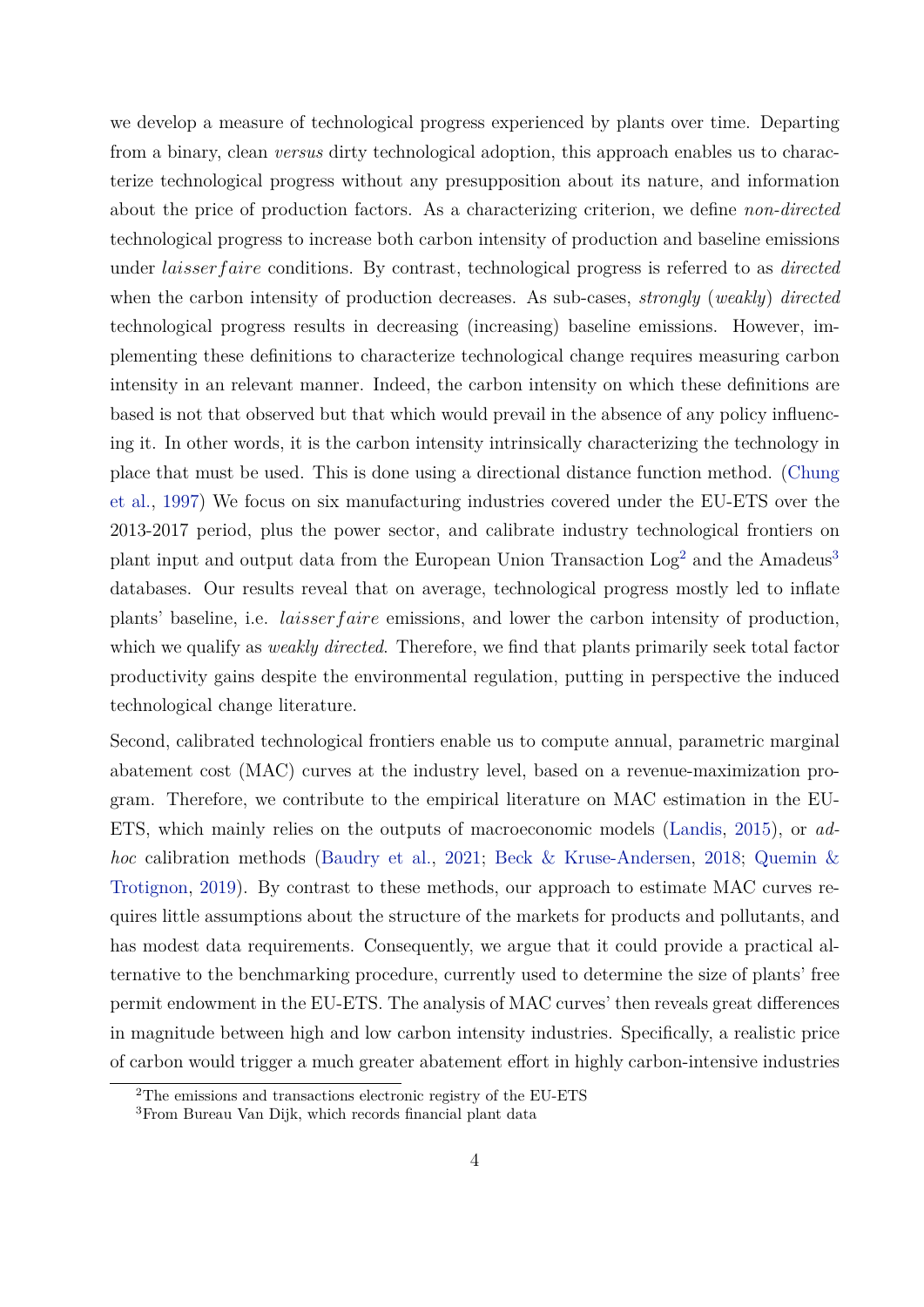we develop a measure of technological progress experienced by plants over time. Departing from a binary, clean *versus* dirty technological adoption, this approach enables us to characterize technological progress without any presupposition about its nature, and information about the price of production factors. As a characterizing criterion, we define *non-directed* technological progress to increase both carbon intensity of production and baseline emissions under $laisser faire$ conditions. By contrast, technological progress is referred to as *directed* when the carbon intensity of production decreases. As sub-cases, *strongly* (*weakly*) *directed* technological progress results in decreasing (increasing) baseline emissions. However, implementing these definitions to characterize technological change requires measuring carbon intensity in an relevant manner. Indeed, the carbon intensity on which these definitions are based is not that observed but that which would prevail in the absence of any policy influencing it. In other words, it is the carbon intensity intrinsically characterizing the technology in place that must be used. This is done using a directional distance function method. (Chung et al., 1997) We focus on six manufacturing industries covered under the EU-ETS over the 2013-2017 period, plus the power sector, and calibrate industry technological frontiers on plant input and output data from the European Union Transaction Log[2] and the Amadeus[3] databases. Our results reveal that on average, technological progress mostly led to inflate plants' baseline, i.e. $laisser faire$ emissions, and lower the carbon intensity of production, which we qualify as *weakly directed*. Therefore, we find that plants primarily seek total factor productivity gains despite the environmental regulation, putting in perspective the induced technological change literature.

Second, calibrated technological frontiers enable us to compute annual, parametric marginal abatement cost (MAC) curves at the industry level, based on a revenue-maximization program. Therefore, we contribute to the empirical literature on MAC estimation in the EU-ETS, which mainly relies on the outputs of macroeconomic models (Landis, 2015), or *ad-hoc* calibration methods (Baudry et al., 2021; Beck & Kruse-Andersen, 2018; Quemin & Trotignon, 2019). By contrast to these methods, our approach to estimate MAC curves requires little assumptions about the structure of the markets for products and pollutants, and has modest data requirements. Consequently, we argue that it could provide a practical alternative to the benchmarking procedure, currently used to determine the size of plants' free permit endowment in the EU-ETS. The analysis of MAC curves' then reveals great differences in magnitude between high and low carbon intensity industries. Specifically, a realistic price of carbon would trigger a much greater abatement effort in highly carbon-intensive industries

[2] The emissions and transactions electronic registry of the EU-ETS

[3] From Bureau Van Dijk, which records financial plant data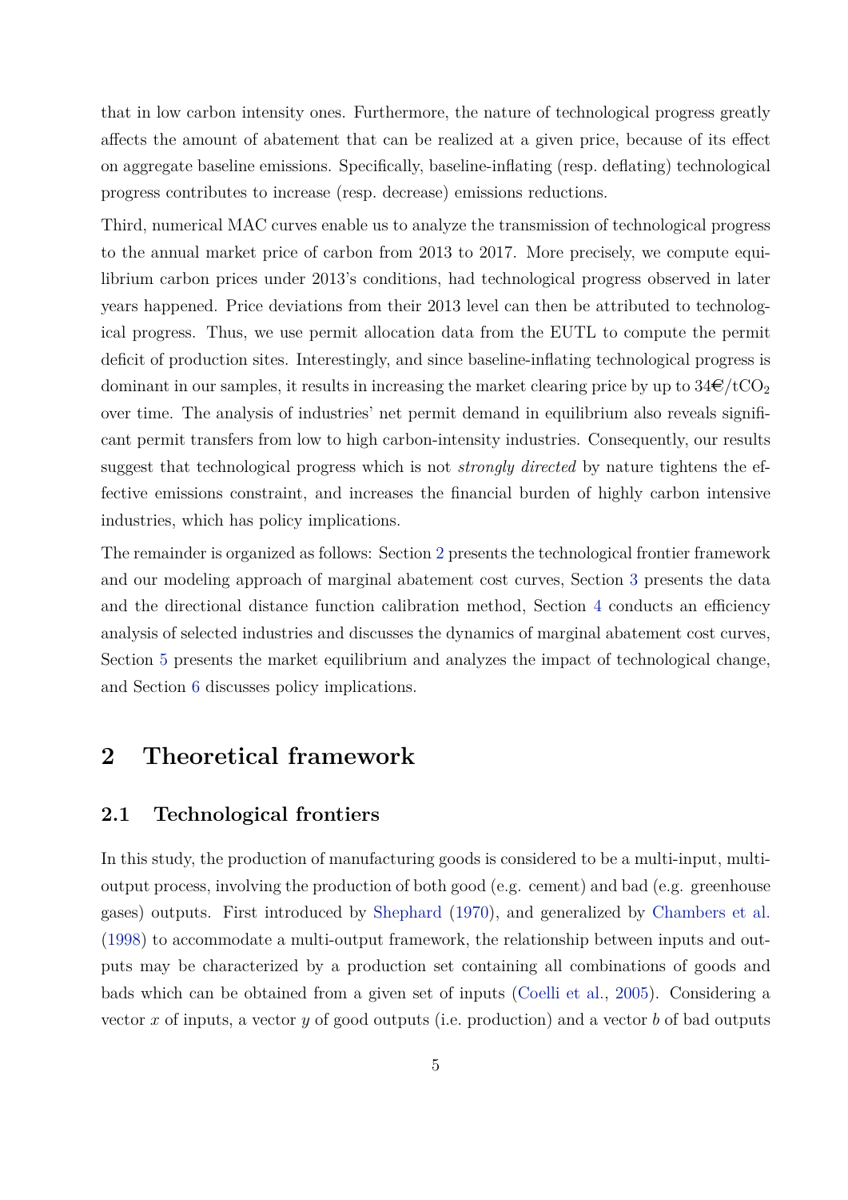that in low carbon intensity ones. Furthermore, the nature of technological progress greatly affects the amount of abatement that can be realized at a given price, because of its effect on aggregate baseline emissions. Specifically, baseline-inflating (resp. deflating) technological progress contributes to increase (resp. decrease) emissions reductions.

Third, numerical MAC curves enable us to analyze the transmission of technological progress to the annual market price of carbon from 2013 to 2017. More precisely, we compute equilibrium carbon prices under 2013's conditions, had technological progress observed in later years happened. Price deviations from their 2013 level can then be attributed to technological progress. Thus, we use permit allocation data from the EUTL to compute the permit deficit of production sites. Interestingly, and since baseline-inflating technological progress is dominant in our samples, it results in increasing the market clearing price by up to 34€/t$CO_2$ over time. The analysis of industries' net permit demand in equilibrium also reveals significant permit transfers from low to high carbon-intensity industries. Consequently, our results suggest that technological progress which is not *strongly directed* by nature tightens the effective emissions constraint, and increases the financial burden of highly carbon intensive industries, which has policy implications.

The remainder is organized as follows: Section 2 presents the technological frontier framework and our modeling approach of marginal abatement cost curves, Section 3 presents the data and the directional distance function calibration method, Section 4 conducts an efficiency analysis of selected industries and discusses the dynamics of marginal abatement cost curves, Section 5 presents the market equilibrium and analyzes the impact of technological change, and Section 6 discusses policy implications.

# 2 Theoretical framework

## 2.1 Technological frontiers

In this study, the production of manufacturing goods is considered to be a multi-input, multi-output process, involving the production of both good (e.g. cement) and bad (e.g. greenhouse gases) outputs. First introduced by Shephard (1970), and generalized by Chambers et al. (1998) to accommodate a multi-output framework, the relationship between inputs and outputs may be characterized by a production set containing all combinations of goods and bads which can be obtained from a given set of inputs (Coelli et al., 2005). Considering a vector $x$ of inputs, a vector $y$ of good outputs (i.e. production) and a vector $b$ of bad outputs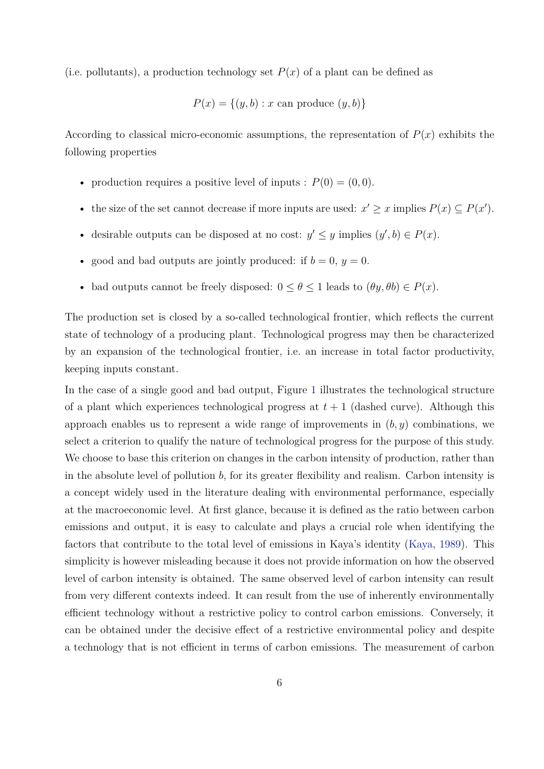(i.e. pollutants), a production technology set $P(x)$ of a plant can be defined as

$$P(x) = \{(y, b) : x \text{ can produce } (y, b)\}$$

According to classical micro-economic assumptions, the representation of $P(x)$ exhibits the following properties

- production requires a positive level of inputs : $P(0) = (0, 0)$.
- the size of the set cannot decrease if more inputs are used: $x' \geq x$ implies $P(x) \subseteq P(x')$.
- desirable outputs can be disposed at no cost: $y' \leq y$ implies $(y', b) \in P(x)$.
- good and bad outputs are jointly produced: if $b = 0$, $y = 0$.
- bad outputs cannot be freely disposed: $0 \leq \theta \leq 1$ leads to $(\theta y, \theta b) \in P(x)$.

The production set is closed by a so-called technological frontier, which reflects the current state of technology of a producing plant. Technological progress may then be characterized by an expansion of the technological frontier, i.e. an increase in total factor productivity, keeping inputs constant.

In the case of a single good and bad output, Figure 1 illustrates the technological structure of a plant which experiences technological progress at $t + 1$ (dashed curve). Although this approach enables us to represent a wide range of improvements in $(b, y)$ combinations, we select a criterion to qualify the nature of technological progress for the purpose of this study. We choose to base this criterion on changes in the carbon intensity of production, rather than in the absolute level of pollution $b$, for its greater flexibility and realism. Carbon intensity is a concept widely used in the literature dealing with environmental performance, especially at the macroeconomic level. At first glance, because it is defined as the ratio between carbon emissions and output, it is easy to calculate and plays a crucial role when identifying the factors that contribute to the total level of emissions in Kaya's identity (Kaya, 1989). This simplicity is however misleading because it does not provide information on how the observed level of carbon intensity is obtained. The same observed level of carbon intensity can result from very different contexts indeed. It can result from the use of inherently environmentally efficient technology without a restrictive policy to control carbon emissions. Conversely, it can be obtained under the decisive effect of a restrictive environmental policy and despite a technology that is not efficient in terms of carbon emissions. The measurement of carbon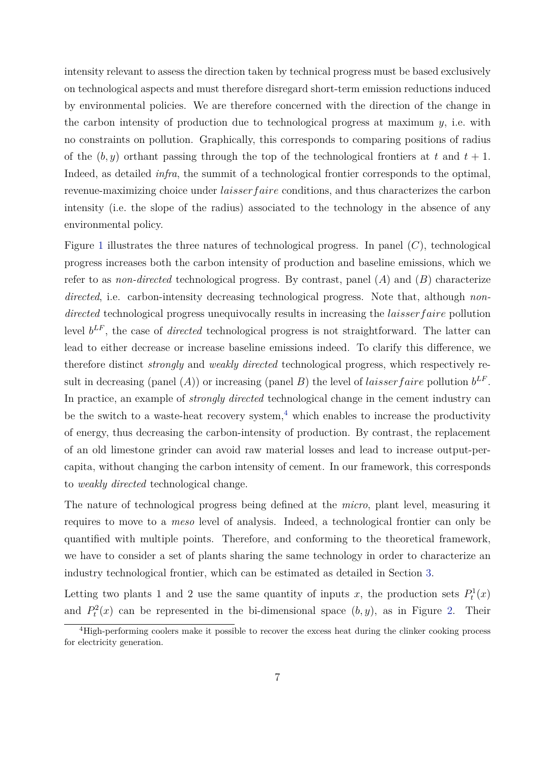intensity relevant to assess the direction taken by technical progress must be based exclusively on technological aspects and must therefore disregard short-term emission reductions induced by environmental policies. We are therefore concerned with the direction of the change in the carbon intensity of production due to technological progress at maximum $y$, i.e. with no constraints on pollution. Graphically, this corresponds to comparing positions of radius of the $(b, y)$ orthant passing through the top of the technological frontiers at $t$ and $t + 1$. Indeed, as detailed *infra*, the summit of a technological frontier corresponds to the optimal, revenue-maximizing choice under $laisser faire$ conditions, and thus characterizes the carbon intensity (i.e. the slope of the radius) associated to the technology in the absence of any environmental policy.

Figure 1 illustrates the three natures of technological progress. In panel $(C)$, technological progress increases both the carbon intensity of production and baseline emissions, which we refer to as *non-directed* technological progress. By contrast, panel $(A)$ and $(B)$ characterize *directed*, i.e. carbon-intensity decreasing technological progress. Note that, although *non-directed* technological progress unequivocally results in increasing the $laisser faire$ pollution level $b^{LF}$, the case of *directed* technological progress is not straightforward. The latter can lead to either decrease or increase baseline emissions indeed. To clarify this difference, we therefore distinct *strongly* and *weakly directed* technological progress, which respectively result in decreasing (panel $(A)$) or increasing (panel $B$) the level of $laisser faire$ pollution $b^{LF}$. In practice, an example of *strongly directed* technological change in the cement industry can be the switch to a waste-heat recovery system,[4] which enables to increase the productivity of energy, thus decreasing the carbon-intensity of production. By contrast, the replacement of an old limestone grinder can avoid raw material losses and lead to increase output-per-capita, without changing the carbon intensity of cement. In our framework, this corresponds to *weakly directed* technological change.

The nature of technological progress being defined at the *micro*, plant level, measuring it requires to move to a *meso* level of analysis. Indeed, a technological frontier can only be quantified with multiple points. Therefore, and conforming to the theoretical framework, we have to consider a set of plants sharing the same technology in order to characterize an industry technological frontier, which can be estimated as detailed in Section 3.

Letting two plants 1 and 2 use the same quantity of inputs $x$, the production sets $P_t^1(x)$ and $P_t^2(x)$ can be represented in the bi-dimensional space $(b, y)$, as in Figure 2. Their

[4] High-performing coolers make it possible to recover the excess heat during the clinker cooking process for electricity generation.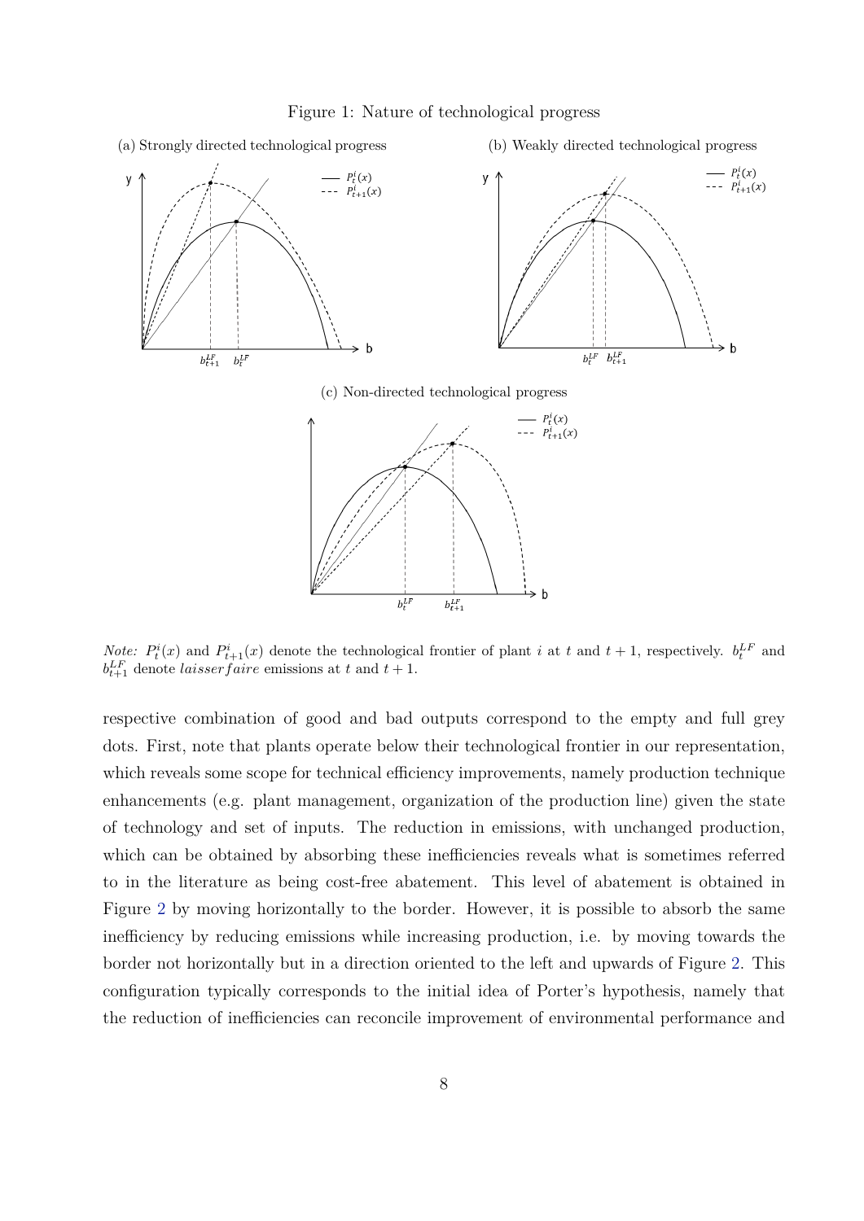Figure 1: Nature of technological progress

(a) Strongly directed technological progress

(b) Weakly directed technological progress

(c) Non-directed technological progress

*Note:* $P_t^i(x)$ and $P_{t+1}^i(x)$ denote the technological frontier of plant $i$ at $t$ and $t+1$, respectively. $b_t^{LF}$ and $b_{t+1}^{LF}$ denote *laisserfaire* emissions at $t$ and $t+1$.

respective combination of good and bad outputs correspond to the empty and full grey dots. First, note that plants operate below their technological frontier in our representation, which reveals some scope for technical efficiency improvements, namely production technique enhancements (e.g. plant management, organization of the production line) given the state of technology and set of inputs. The reduction in emissions, with unchanged production, which can be obtained by absorbing these inefficiencies reveals what is sometimes referred to in the literature as being cost-free abatement. This level of abatement is obtained in Figure 2 by moving horizontally to the border. However, it is possible to absorb the same inefficiency by reducing emissions while increasing production, i.e. by moving towards the border not horizontally but in a direction oriented to the left and upwards of Figure 2. This configuration typically corresponds to the initial idea of Porter's hypothesis, namely that the reduction of inefficiencies can reconcile improvement of environmental performance and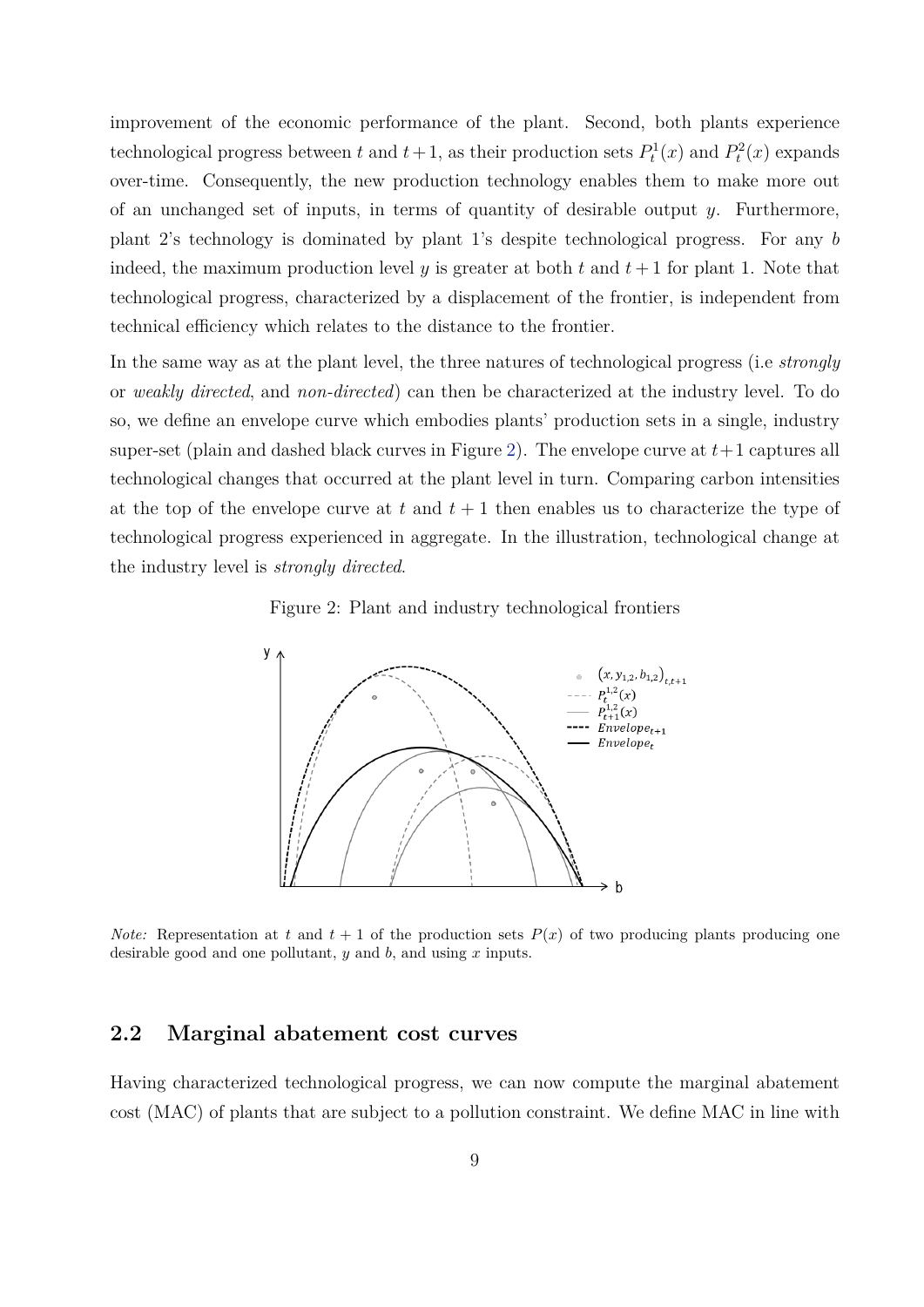improvement of the economic performance of the plant. Second, both plants experience technological progress between $t$ and $t+1$, as their production sets $P_t^1(x)$ and $P_t^2(x)$ expands over-time. Consequently, the new production technology enables them to make more out of an unchanged set of inputs, in terms of quantity of desirable output $y$. Furthermore, plant 2's technology is dominated by plant 1's despite technological progress. For any $b$ indeed, the maximum production level $y$ is greater at both $t$ and $t+1$ for plant 1. Note that technological progress, characterized by a displacement of the frontier, is independent from technical efficiency which relates to the distance to the frontier.

In the same way as at the plant level, the three natures of technological progress (i.e *strongly* or *weakly directed*, and *non-directed*) can then be characterized at the industry level. To do so, we define an envelope curve which embodies plants' production sets in a single, industry super-set (plain and dashed black curves in Figure 2). The envelope curve at $t+1$ captures all technological changes that occurred at the plant level in turn. Comparing carbon intensities at the top of the envelope curve at $t$ and $t+1$ then enables us to characterize the type of technological progress experienced in aggregate. In the illustration, technological change at the industry level is *strongly directed*.

Figure 2: Plant and industry technological frontiers

*Note:* Representation at $t$ and $t+1$ of the production sets $P(x)$ of two producing plants producing one desirable good and one pollutant, $y$ and $b$, and using $x$ inputs.

## 2.2 Marginal abatement cost curves

Having characterized technological progress, we can now compute the marginal abatement cost (MAC) of plants that are subject to a pollution constraint. We define MAC in line with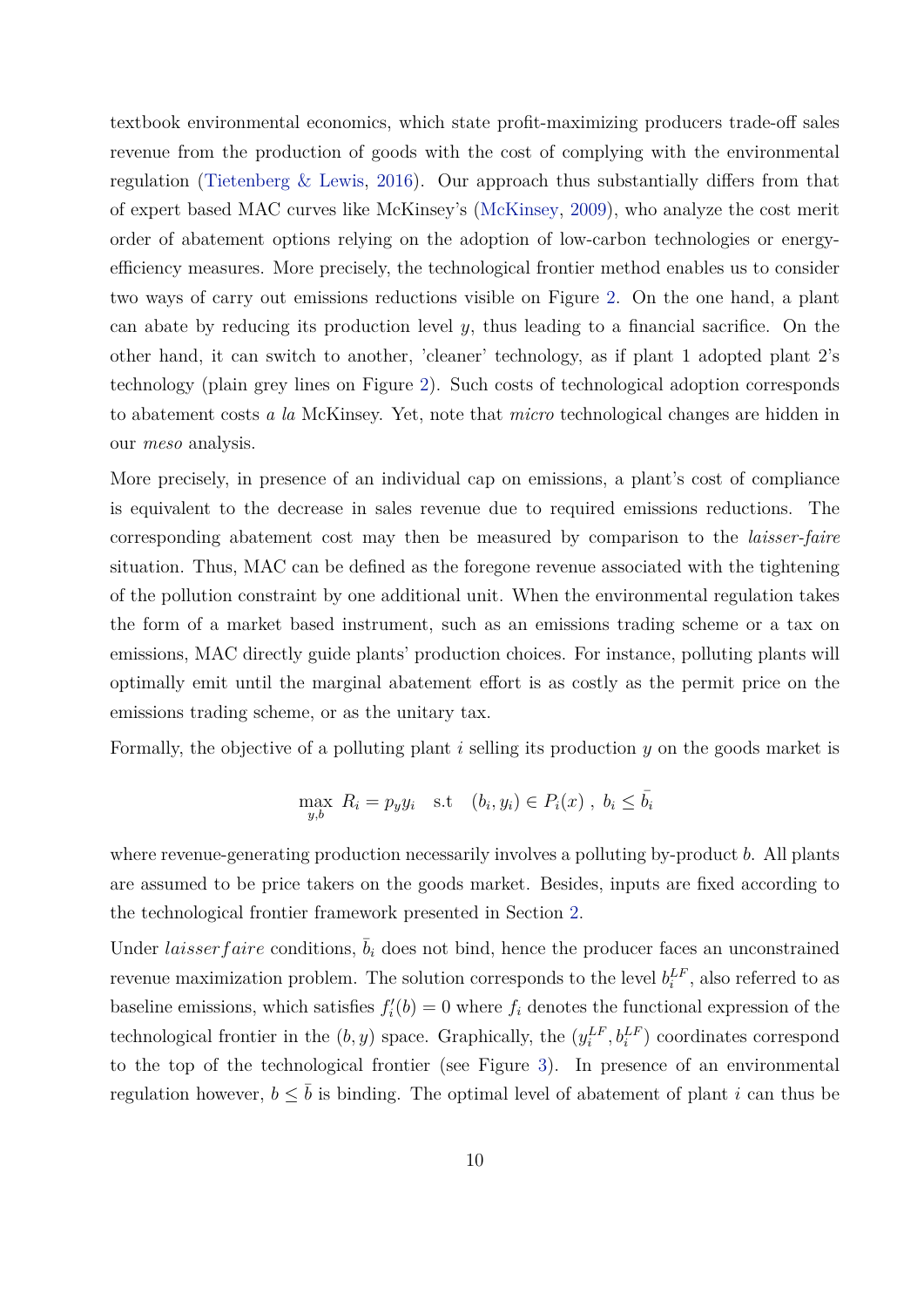textbook environmental economics, which state profit-maximizing producers trade-off sales revenue from the production of goods with the cost of complying with the environmental regulation (Tietenberg & Lewis, 2016). Our approach thus substantially differs from that of expert based MAC curves like McKinsey's (McKinsey, 2009), who analyze the cost merit order of abatement options relying on the adoption of low-carbon technologies or energy-efficiency measures. More precisely, the technological frontier method enables us to consider two ways of carry out emissions reductions visible on Figure 2. On the one hand, a plant can abate by reducing its production level $y$, thus leading to a financial sacrifice. On the other hand, it can switch to another, 'cleaner' technology, as if plant 1 adopted plant 2's technology (plain grey lines on Figure 2). Such costs of technological adoption corresponds to abatement costs *a la* McKinsey. Yet, note that *micro* technological changes are hidden in our *meso* analysis.

More precisely, in presence of an individual cap on emissions, a plant's cost of compliance is equivalent to the decrease in sales revenue due to required emissions reductions. The corresponding abatement cost may then be measured by comparison to the *laisser-faire* situation. Thus, MAC can be defined as the foregone revenue associated with the tightening of the pollution constraint by one additional unit. When the environmental regulation takes the form of a market based instrument, such as an emissions trading scheme or a tax on emissions, MAC directly guide plants' production choices. For instance, polluting plants will optimally emit until the marginal abatement effort is as costly as the permit price on the emissions trading scheme, or as the unitary tax.

Formally, the objective of a polluting plant $i$ selling its production $y$ on the goods market is

$$\max_{y,b} \; R_i = p_y y_i \quad \text{s.t} \quad (b_i, y_i) \in P_i(x) \;, \; b_i \leq \bar{b_i}$$

where revenue-generating production necessarily involves a polluting by-product $b$. All plants are assumed to be price takers on the goods market. Besides, inputs are fixed according to the technological frontier framework presented in Section 2.

Under $laisser faire$ conditions, $\bar{b}_i$ does not bind, hence the producer faces an unconstrained revenue maximization problem. The solution corresponds to the level $b_i^{LF}$, also referred to as baseline emissions, which satisfies $f_i'(b) = 0$ where $f_i$ denotes the functional expression of the technological frontier in the $(b, y)$ space. Graphically, the $(y_i^{LF}, b_i^{LF})$ coordinates correspond to the top of the technological frontier (see Figure 3). In presence of an environmental regulation however, $b \leq \bar{b}$ is binding. The optimal level of abatement of plant $i$ can thus be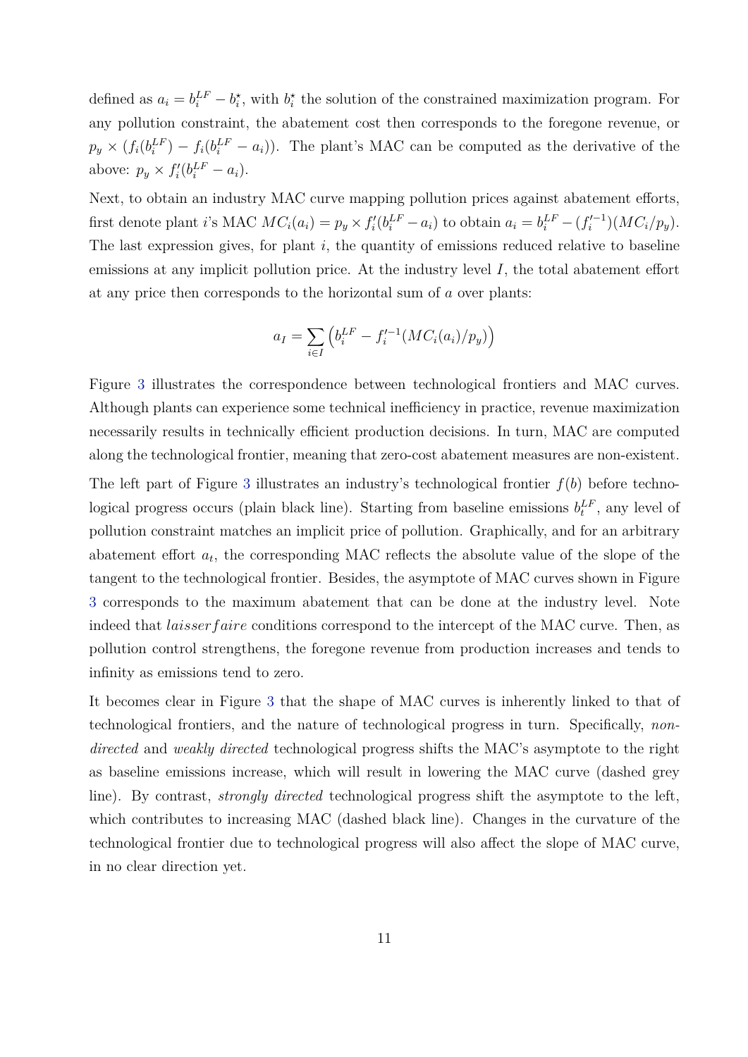defined as $a_i = b_i^{LF} - b_i^\star$, with $b_i^\star$ the solution of the constrained maximization program. For any pollution constraint, the abatement cost then corresponds to the foregone revenue, or $p_y \times (f_i(b_i^{LF}) - f_i(b_i^{LF} - a_i))$. The plant's MAC can be computed as the derivative of the above: $p_y \times f_i'(b_i^{LF} - a_i)$.

Next, to obtain an industry MAC curve mapping pollution prices against abatement efforts, first denote plant $i$'s MAC $MC_i(a_i) = p_y \times f_i'(b_i^{LF} - a_i)$ to obtain $a_i = b_i^{LF} - (f_i'^{-1})(MC_i/p_y)$. The last expression gives, for plant $i$, the quantity of emissions reduced relative to baseline emissions at any implicit pollution price. At the industry level $I$, the total abatement effort at any price then corresponds to the horizontal sum of $a$ over plants:

$$a_I = \sum_{i \in I} \left( b_i^{LF} - f_i'^{-1}(MC_i(a_i)/p_y) \right)$$

Figure 3 illustrates the correspondence between technological frontiers and MAC curves. Although plants can experience some technical inefficiency in practice, revenue maximization necessarily results in technically efficient production decisions. In turn, MAC are computed along the technological frontier, meaning that zero-cost abatement measures are non-existent.

The left part of Figure 3 illustrates an industry's technological frontier $f(b)$ before technological progress occurs (plain black line). Starting from baseline emissions $b_t^{LF}$, any level of pollution constraint matches an implicit price of pollution. Graphically, and for an arbitrary abatement effort $a_t$, the corresponding MAC reflects the absolute value of the slope of the tangent to the technological frontier. Besides, the asymptote of MAC curves shown in Figure 3 corresponds to the maximum abatement that can be done at the industry level. Note indeed that $laisser faire$ conditions correspond to the intercept of the MAC curve. Then, as pollution control strengthens, the foregone revenue from production increases and tends to infinity as emissions tend to zero.

It becomes clear in Figure 3 that the shape of MAC curves is inherently linked to that of technological frontiers, and the nature of technological progress in turn. Specifically, *non-directed* and *weakly directed* technological progress shifts the MAC's asymptote to the right as baseline emissions increase, which will result in lowering the MAC curve (dashed grey line). By contrast, *strongly directed* technological progress shift the asymptote to the left, which contributes to increasing MAC (dashed black line). Changes in the curvature of the technological frontier due to technological progress will also affect the slope of MAC curve, in no clear direction yet.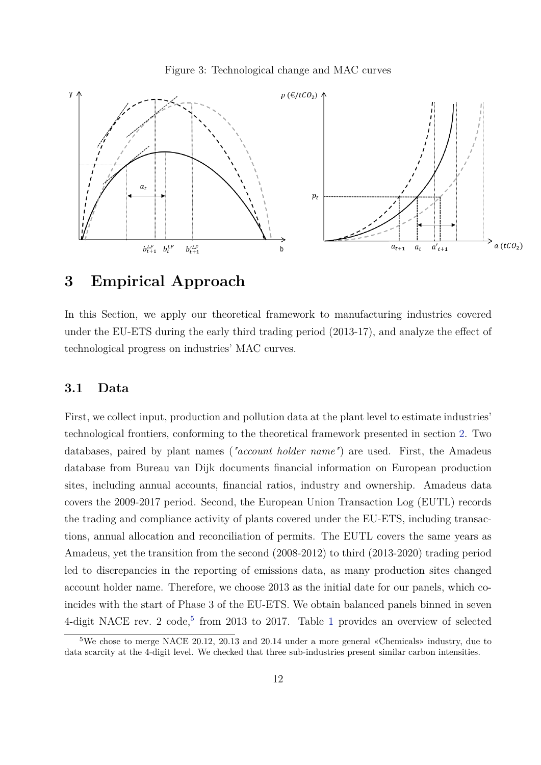Figure 3: Technological change and MAC curves

# 3 Empirical Approach

In this Section, we apply our theoretical framework to manufacturing industries covered under the EU-ETS during the early third trading period (2013-17), and analyze the effect of technological progress on industries' MAC curves.

## 3.1 Data

First, we collect input, production and pollution data at the plant level to estimate industries' technological frontiers, conforming to the theoretical framework presented in section 2. Two databases, paired by plant names (*"account holder name"*) are used. First, the Amadeus database from Bureau van Dijk documents financial information on European production sites, including annual accounts, financial ratios, industry and ownership. Amadeus data covers the 2009-2017 period. Second, the European Union Transaction Log (EUTL) records the trading and compliance activity of plants covered under the EU-ETS, including transactions, annual allocation and reconciliation of permits. The EUTL covers the same years as Amadeus, yet the transition from the second (2008-2012) to third (2013-2020) trading period led to discrepancies in the reporting of emissions data, as many production sites changed account holder name. Therefore, we choose 2013 as the initial date for our panels, which coincides with the start of Phase 3 of the EU-ETS. We obtain balanced panels binned in seven 4-digit NACE rev. 2 code,[5] from 2013 to 2017. Table 1 provides an overview of selected

[5]We chose to merge NACE 20.12, 20.13 and 20.14 under a more general «Chemicals» industry, due to data scarcity at the 4-digit level. We checked that three sub-industries present similar carbon intensities.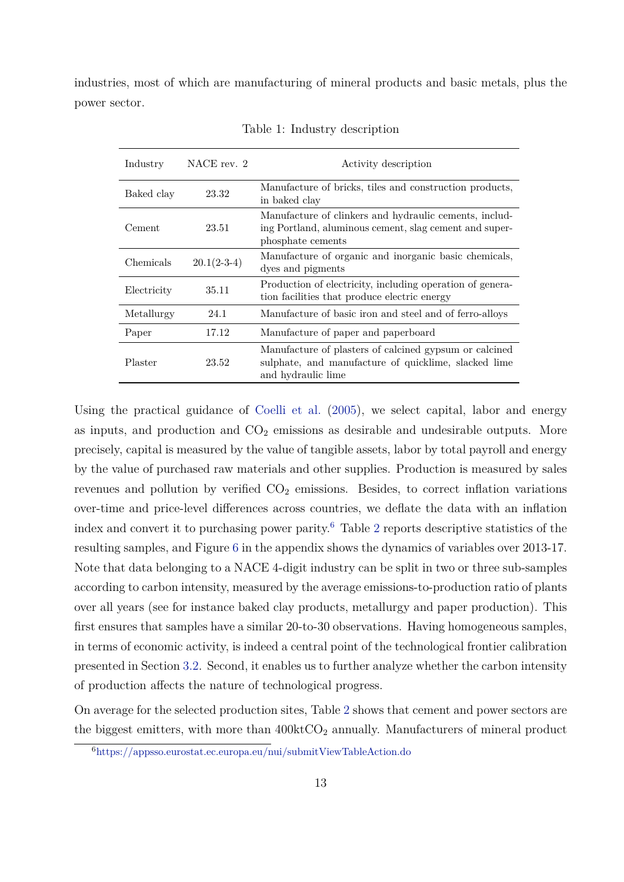industries, most of which are manufacturing of mineral products and basic metals, plus the power sector.

Table 1: Industry description

| Industry | NACE rev. 2 | Activity description |
| --- | --- | --- |
| Baked clay | 23.32 | Manufacture of bricks, tiles and construction products, in baked clay |
| Cement | 23.51 | Manufacture of clinkers and hydraulic cements, including Portland, aluminous cement, slag cement and superphosphate cements |
| Chemicals | 20.1(2-3-4) | Manufacture of organic and inorganic basic chemicals, dyes and pigments |
| Electricity | 35.11 | Production of electricity, including operation of generation facilities that produce electric energy |
| Metallurgy | 24.1 | Manufacture of basic iron and steel and of ferro-alloys |
| Paper | 17.12 | Manufacture of paper and paperboard |
| Plaster | 23.52 | Manufacture of plasters of calcined gypsum or calcined sulphate, and manufacture of quicklime, slacked lime and hydraulic lime |

Using the practical guidance of Coelli et al. (2005), we select capital, labor and energy as inputs, and production and $CO_2$ emissions as desirable and undesirable outputs. More precisely, capital is measured by the value of tangible assets, labor by total payroll and energy by the value of purchased raw materials and other supplies. Production is measured by sales revenues and pollution by verified $CO_2$ emissions. Besides, to correct inflation variations over-time and price-level differences across countries, we deflate the data with an inflation index and convert it to purchasing power parity.[6] Table 2 reports descriptive statistics of the resulting samples, and Figure 6 in the appendix shows the dynamics of variables over 2013-17. Note that data belonging to a NACE 4-digit industry can be split in two or three sub-samples according to carbon intensity, measured by the average emissions-to-production ratio of plants over all years (see for instance baked clay products, metallurgy and paper production). This first ensures that samples have a similar 20-to-30 observations. Having homogeneous samples, in terms of economic activity, is indeed a central point of the technological frontier calibration presented in Section 3.2. Second, it enables us to further analyze whether the carbon intensity of production affects the nature of technological progress.

On average for the selected production sites, Table 2 shows that cement and power sectors are the biggest emitters, with more than 400kt$CO_2$ annually. Manufacturers of mineral product

[6] https://appsso.eurostat.ec.europa.eu/nui/submitViewTableAction.do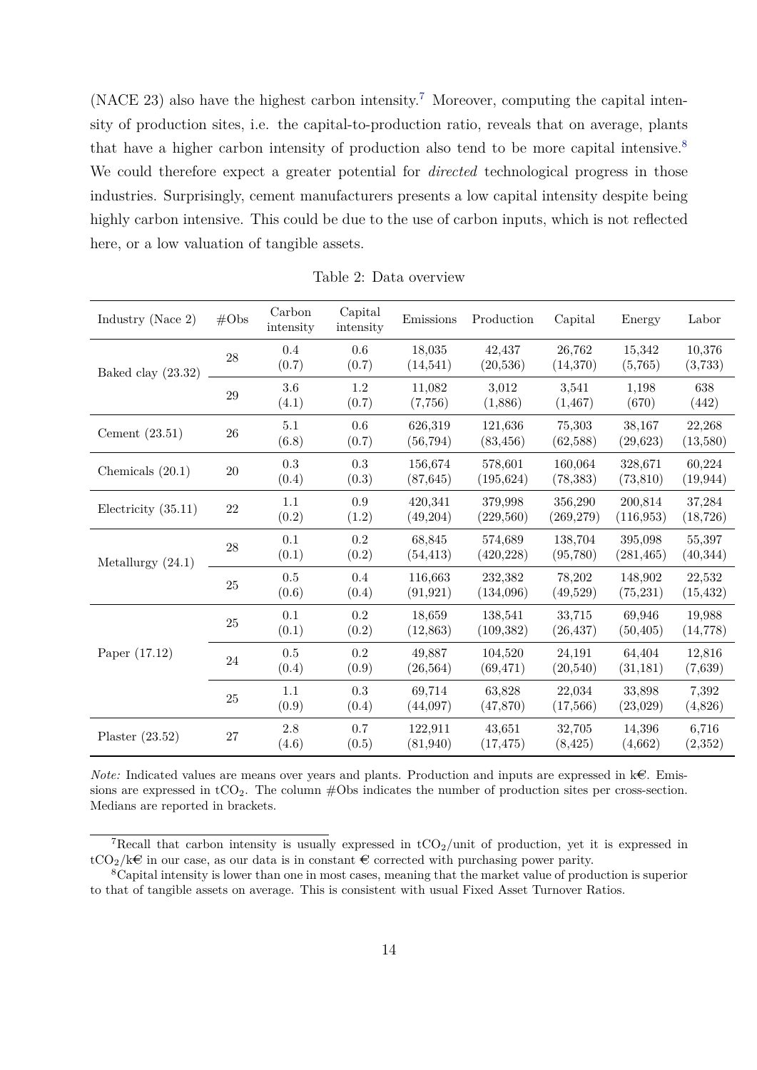(NACE 23) also have the highest carbon intensity.[7] Moreover, computing the capital intensity of production sites, i.e. the capital-to-production ratio, reveals that on average, plants that have a higher carbon intensity of production also tend to be more capital intensive.[8] We could therefore expect a greater potential for *directed* technological progress in those industries. Surprisingly, cement manufacturers presents a low capital intensity despite being highly carbon intensive. This could be due to the use of carbon inputs, which is not reflected here, or a low valuation of tangible assets.

Table 2: Data overview

| Industry (Nace 2) | #Obs | Carbon intensity | Capital intensity | Emissions | Production | Capital | Energy | Labor |
|---|---|---|---|---|---|---|---|---|
| Baked clay (23.32) | 28 | 0.4 (0.7) | 0.6 (0.7) | 18,035 (14,541) | 42,437 (20,536) | 26,762 (14,370) | 15,342 (5,765) | 10,376 (3,733) |
| | 29 | 3.6 (4.1) | 1.2 (0.7) | 11,082 (7,756) | 3,012 (1,886) | 3,541 (1,467) | 1,198 (670) | 638 (442) |
| Cement (23.51) | 26 | 5.1 (6.8) | 0.6 (0.7) | 626,319 (56,794) | 121,636 (83,456) | 75,303 (62,588) | 38,167 (29,623) | 22,268 (13,580) |
| Chemicals (20.1) | 20 | 0.3 (0.4) | 0.3 (0.3) | 156,674 (87,645) | 578,601 (195,624) | 160,064 (78,383) | 328,671 (73,810) | 60,224 (19,944) |
| Electricity (35.11) | 22 | 1.1 (0.2) | 0.9 (1.2) | 420,341 (49,204) | 379,998 (229,560) | 356,290 (269,279) | 200,814 (116,953) | 37,284 (18,726) |
| Metallurgy (24.1) | 28 | 0.1 (0.1) | 0.2 (0.2) | 68,845 (54,413) | 574,689 (420,228) | 138,704 (95,780) | 395,098 (281,465) | 55,397 (40,344) |
| | 25 | 0.5 (0.6) | 0.4 (0.4) | 116,663 (91,921) | 232,382 (134,096) | 78,202 (49,529) | 148,902 (75,231) | 22,532 (15,432) |
| Paper (17.12) | 25 | 0.1 (0.1) | 0.2 (0.2) | 18,659 (12,863) | 138,541 (109,382) | 33,715 (26,437) | 69,946 (50,405) | 19,988 (14,778) |
| | 24 | 0.5 (0.4) | 0.2 (0.9) | 49,887 (26,564) | 104,520 (69,471) | 24,191 (20,540) | 64,404 (31,181) | 12,816 (7,639) |
| | 25 | 1.1 (0.9) | 0.3 (0.4) | 69,714 (44,097) | 63,828 (47,870) | 22,034 (17,566) | 33,898 (23,029) | 7,392 (4,826) |
| Plaster (23.52) | 27 | 2.8 (4.6) | 0.7 (0.5) | 122,911 (81,940) | 43,651 (17,475) | 32,705 (8,425) | 14,396 (4,662) | 6,716 (2,352) |

*Note:* Indicated values are means over years and plants. Production and inputs are expressed in k€. Emissions are expressed in $tCO_2$. The column #Obs indicates the number of production sites per cross-section. Medians are reported in brackets.

[7] Recall that carbon intensity is usually expressed in $tCO_2$/unit of production, yet it is expressed in $tCO_2$/k€ in our case, as our data is in constant € corrected with purchasing power parity.

[8] Capital intensity is lower than one in most cases, meaning that the market value of production is superior to that of tangible assets on average. This is consistent with usual Fixed Asset Turnover Ratios.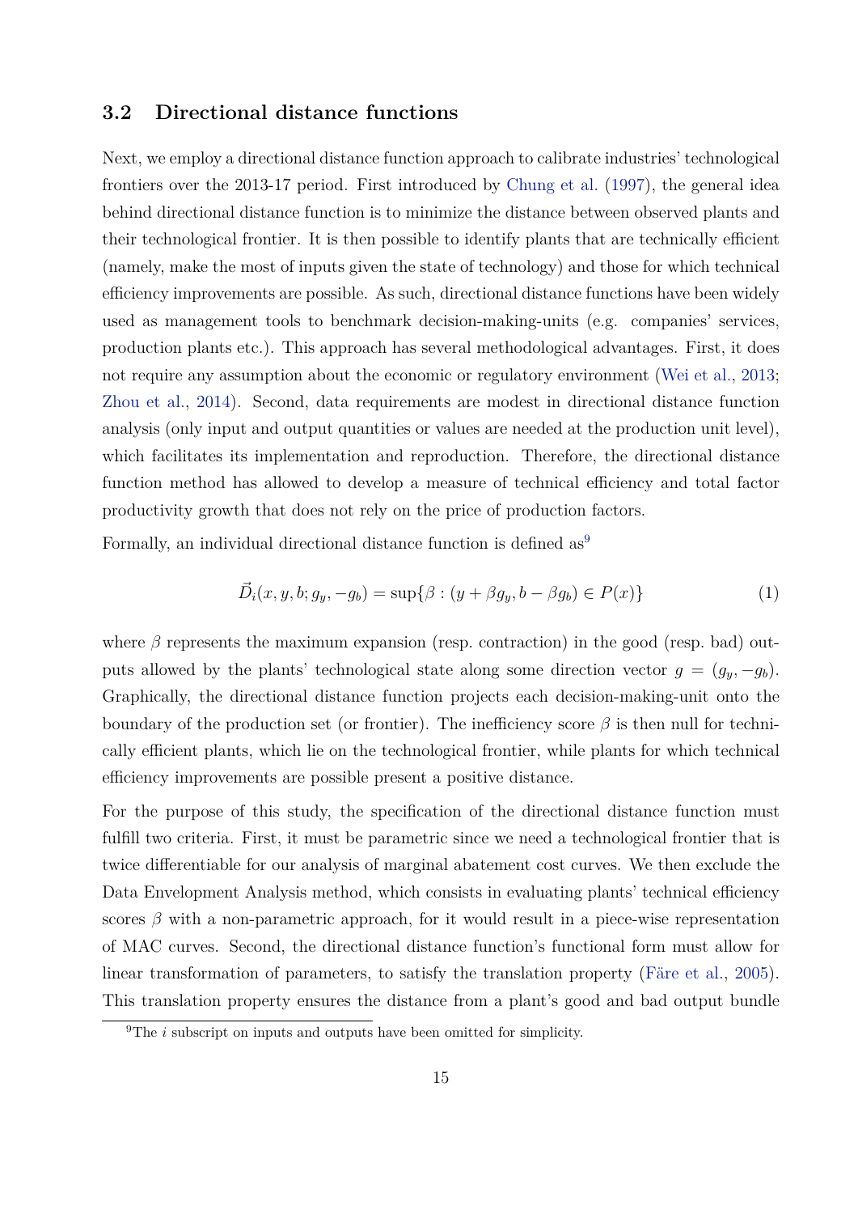### 3.2 Directional distance functions

Next, we employ a directional distance function approach to calibrate industries' technological frontiers over the 2013-17 period. First introduced by Chung et al. (1997), the general idea behind directional distance function is to minimize the distance between observed plants and their technological frontier. It is then possible to identify plants that are technically efficient (namely, make the most of inputs given the state of technology) and those for which technical efficiency improvements are possible. As such, directional distance functions have been widely used as management tools to benchmark decision-making-units (e.g. companies' services, production plants etc.). This approach has several methodological advantages. First, it does not require any assumption about the economic or regulatory environment (Wei et al., 2013; Zhou et al., 2014). Second, data requirements are modest in directional distance function analysis (only input and output quantities or values are needed at the production unit level), which facilitates its implementation and reproduction. Therefore, the directional distance function method has allowed to develop a measure of technical efficiency and total factor productivity growth that does not rely on the price of production factors.

Formally, an individual directional distance function is defined as[9]

$$\vec{D}_i(x, y, b; g_y, -g_b) = \sup\{\beta : (y + \beta g_y, b - \beta g_b) \in P(x)\} \tag{1}$$

where $\beta$ represents the maximum expansion (resp. contraction) in the good (resp. bad) outputs allowed by the plants' technological state along some direction vector $g = (g_y, -g_b)$. Graphically, the directional distance function projects each decision-making-unit onto the boundary of the production set (or frontier). The inefficiency score $\beta$ is then null for technically efficient plants, which lie on the technological frontier, while plants for which technical efficiency improvements are possible present a positive distance.

For the purpose of this study, the specification of the directional distance function must fulfill two criteria. First, it must be parametric since we need a technological frontier that is twice differentiable for our analysis of marginal abatement cost curves. We then exclude the Data Envelopment Analysis method, which consists in evaluating plants' technical efficiency scores $\beta$ with a non-parametric approach, for it would result in a piece-wise representation of MAC curves. Second, the directional distance function's functional form must allow for linear transformation of parameters, to satisfy the translation property (Färe et al., 2005). This translation property ensures the distance from a plant's good and bad output bundle

[9] The $i$ subscript on inputs and outputs have been omitted for simplicity.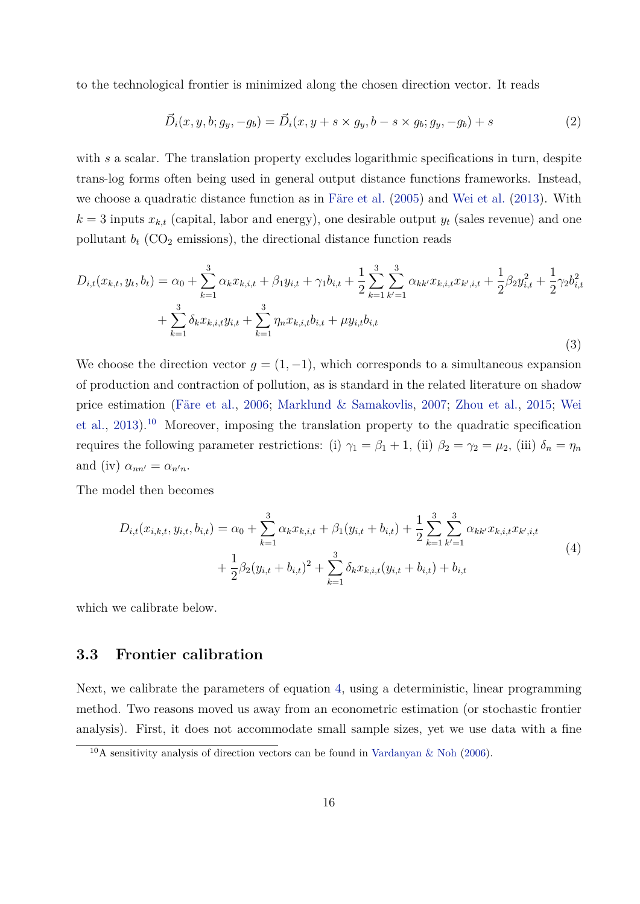to the technological frontier is minimized along the chosen direction vector. It reads

$$\vec{D}_i(x, y, b; g_y, -g_b) = \vec{D}_i(x, y + s \times g_y, b - s \times g_b; g_y, -g_b) + s \tag{2}$$

with $s$ a scalar. The translation property excludes logarithmic specifications in turn, despite trans-log forms often being used in general output distance functions frameworks. Instead, we choose a quadratic distance function as in Färe et al. (2005) and Wei et al. (2013). With $k = 3$ inputs $x_{k,t}$ (capital, labor and energy), one desirable output $y_t$ (sales revenue) and one pollutant $b_t$ ($CO_2$ emissions), the directional distance function reads

$$\begin{aligned} D_{i,t}(x_{k,t}, y_t, b_t) = \alpha_0 + \sum_{k=1}^{3} \alpha_k x_{k,i,t} + \beta_1 y_{i,t} + \gamma_1 b_{i,t} + \frac{1}{2} \sum_{k=1}^{3} \sum_{k'=1}^{3} \alpha_{kk'} x_{k,i,t} x_{k',i,t} + \frac{1}{2} \beta_2 y_{i,t}^2 + \frac{1}{2} \gamma_2 b_{i,t}^2 \\ + \sum_{k=1}^{3} \delta_k x_{k,i,t} y_{i,t} + \sum_{k=1}^{3} \eta_n x_{k,i,t} b_{i,t} + \mu y_{i,t} b_{i,t} \end{aligned} \tag{3}$$

We choose the direction vector $g = (1, -1)$, which corresponds to a simultaneous expansion of production and contraction of pollution, as is standard in the related literature on shadow price estimation (Färe et al., 2006; Marklund & Samakovlis, 2007; Zhou et al., 2015; Wei et al., 2013).[10] Moreover, imposing the translation property to the quadratic specification requires the following parameter restrictions: (i) $\gamma_1 = \beta_1 + 1$, (ii) $\beta_2 = \gamma_2 = \mu_2$, (iii) $\delta_n = \eta_n$ and (iv) $\alpha_{nn'} = \alpha_{n'n}$.

The model then becomes

$$\begin{aligned} D_{i,t}(x_{i,k,t}, y_{i,t}, b_{i,t}) = \alpha_0 + \sum_{k=1}^{3} \alpha_k x_{k,i,t} + \beta_1 (y_{i,t} + b_{i,t}) + \frac{1}{2} \sum_{k=1}^{3} \sum_{k'=1}^{3} \alpha_{kk'} x_{k,i,t} x_{k',i,t} \\ + \frac{1}{2} \beta_2 (y_{i,t} + b_{i,t})^2 + \sum_{k=1}^{3} \delta_k x_{k,i,t} (y_{i,t} + b_{i,t}) + b_{i,t} \end{aligned} \tag{4}$$

which we calibrate below.

### 3.3 Frontier calibration

Next, we calibrate the parameters of equation 4, using a deterministic, linear programming method. Two reasons moved us away from an econometric estimation (or stochastic frontier analysis). First, it does not accommodate small sample sizes, yet we use data with a fine

[10] A sensitivity analysis of direction vectors can be found in Vardanyan & Noh (2006).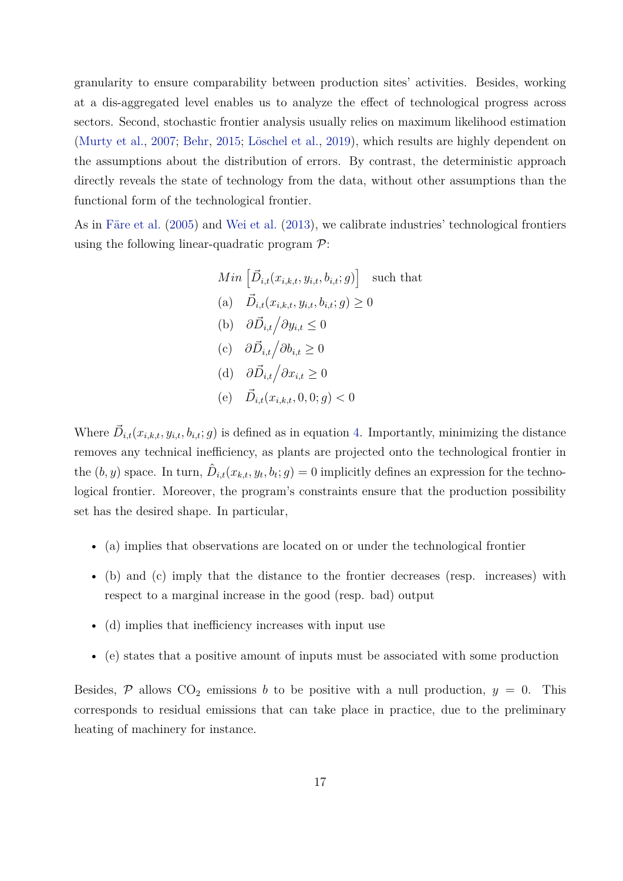granularity to ensure comparability between production sites' activities. Besides, working at a dis-aggregated level enables us to analyze the effect of technological progress across sectors. Second, stochastic frontier analysis usually relies on maximum likelihood estimation (Murty et al., 2007; Behr, 2015; Löschel et al., 2019), which results are highly dependent on the assumptions about the distribution of errors. By contrast, the deterministic approach directly reveals the state of technology from the data, without other assumptions than the functional form of the technological frontier.

As in Färe et al. (2005) and Wei et al. (2013), we calibrate industries' technological frontiers using the following linear-quadratic program $\mathcal{P}$:

$$
\begin{aligned}
& Min\left[\vec{D}_{i,t}(x_{i,k,t}, y_{i,t}, b_{i,t}; g)\right] \quad \text{such that} \\
& \text{(a)} \quad \vec{D}_{i,t}(x_{i,k,t}, y_{i,t}, b_{i,t}; g) \geq 0 \\
& \text{(b)} \quad \partial \vec{D}_{i,t} \big/ \partial y_{i,t} \leq 0 \\
& \text{(c)} \quad \partial \vec{D}_{i,t} \big/ \partial b_{i,t} \geq 0 \\
& \text{(d)} \quad \partial \vec{D}_{i,t} \big/ \partial x_{i,t} \geq 0 \\
& \text{(e)} \quad \vec{D}_{i,t}(x_{i,k,t}, 0, 0; g) < 0
\end{aligned}
$$

Where $\vec{D}_{i,t}(x_{i,k,t}, y_{i,t}, b_{i,t}; g)$ is defined as in equation 4. Importantly, minimizing the distance removes any technical inefficiency, as plants are projected onto the technological frontier in the $(b, y)$ space. In turn, $\hat{D}_{i,t}(x_{k,t}, y_t, b_t; g) = 0$ implicitly defines an expression for the technological frontier. Moreover, the program's constraints ensure that the production possibility set has the desired shape. In particular,

- (a) implies that observations are located on or under the technological frontier
- (b) and (c) imply that the distance to the frontier decreases (resp. increases) with respect to a marginal increase in the good (resp. bad) output
- (d) implies that inefficiency increases with input use
- (e) states that a positive amount of inputs must be associated with some production

Besides, $\mathcal{P}$ allows $CO_2$ emissions $b$ to be positive with a null production, $y = 0$. This corresponds to residual emissions that can take place in practice, due to the preliminary heating of machinery for instance.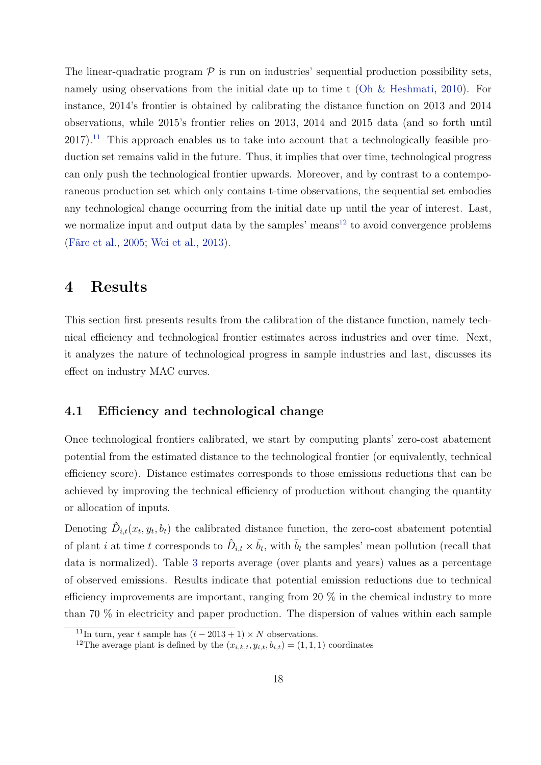The linear-quadratic program $\mathcal{P}$ is run on industries' sequential production possibility sets, namely using observations from the initial date up to time t (Oh & Heshmati, 2010). For instance, 2014's frontier is obtained by calibrating the distance function on 2013 and 2014 observations, while 2015's frontier relies on 2013, 2014 and 2015 data (and so forth until 2017).[11] This approach enables us to take into account that a technologically feasible production set remains valid in the future. Thus, it implies that over time, technological progress can only push the technological frontier upwards. Moreover, and by contrast to a contemporaneous production set which only contains t-time observations, the sequential set embodies any technological change occurring from the initial date up until the year of interest. Last, we normalize input and output data by the samples' means[12] to avoid convergence problems (Färe et al., 2005; Wei et al., 2013).

# 4 Results

This section first presents results from the calibration of the distance function, namely technical efficiency and technological frontier estimates across industries and over time. Next, it analyzes the nature of technological progress in sample industries and last, discusses its effect on industry MAC curves.

## 4.1 Efficiency and technological change

Once technological frontiers calibrated, we start by computing plants' zero-cost abatement potential from the estimated distance to the technological frontier (or equivalently, technical efficiency score). Distance estimates corresponds to those emissions reductions that can be achieved by improving the technical efficiency of production without changing the quantity or allocation of inputs.

Denoting $\hat{D}_{i,t}(x_t, y_t, b_t)$ the calibrated distance function, the zero-cost abatement potential of plant $i$ at time $t$ corresponds to $\hat{D}_{i,t} \times \bar{b_t}$, with $\bar{b}_t$ the samples' mean pollution (recall that data is normalized). Table 3 reports average (over plants and years) values as a percentage of observed emissions. Results indicate that potential emission reductions due to technical efficiency improvements are important, ranging from 20 % in the chemical industry to more than 70 % in electricity and paper production. The dispersion of values within each sample

[11] In turn, year $t$ sample has $(t - 2013 + 1) \times N$ observations.

[12] The average plant is defined by the $(x_{i,k,t}, y_{i,t}, b_{i,t}) = (1, 1, 1)$ coordinates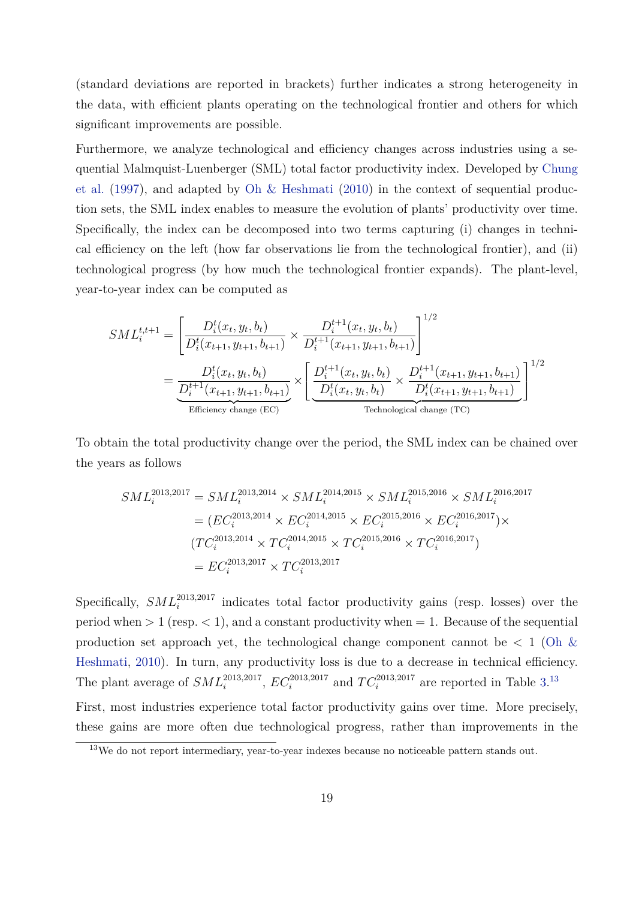(standard deviations are reported in brackets) further indicates a strong heterogeneity in the data, with efficient plants operating on the technological frontier and others for which significant improvements are possible.

Furthermore, we analyze technological and efficiency changes across industries using a sequential Malmquist-Luenberger (SML) total factor productivity index. Developed by Chung et al. (1997), and adapted by Oh & Heshmati (2010) in the context of sequential production sets, the SML index enables to measure the evolution of plants' productivity over time. Specifically, the index can be decomposed into two terms capturing (i) changes in technical efficiency on the left (how far observations lie from the technological frontier), and (ii) technological progress (by how much the technological frontier expands). The plant-level, year-to-year index can be computed as

$$
\begin{aligned}
SML_i^{t,t+1} &= \left[ \frac{D_i^t(x_t, y_t, b_t)}{D_i^t(x_{t+1}, y_{t+1}, b_{t+1})} \times \frac{D_i^{t+1}(x_t, y_t, b_t)}{D_i^{t+1}(x_{t+1}, y_{t+1}, b_{t+1})} \right]^{1/2} \\
&= \underbrace{\frac{D_i^t(x_t, y_t, b_t)}{D_i^{t+1}(x_{t+1}, y_{t+1}, b_{t+1})}}_{\text{Efficiency change (EC)}} \times \underbrace{\left[ \frac{D_i^{t+1}(x_t, y_t, b_t)}{D_i^t(x_t, y_t, b_t)} \times \frac{D_i^{t+1}(x_{t+1}, y_{t+1}, b_{t+1})}{D_i^t(x_{t+1}, y_{t+1}, b_{t+1})} \right]^{1/2}}_{\text{Technological change (TC)}}
\end{aligned}
$$

To obtain the total productivity change over the period, the SML index can be chained over the years as follows

$$
\begin{aligned}
SML_i^{2013,2017} &= SML_i^{2013,2014} \times SML_i^{2014,2015} \times SML_i^{2015,2016} \times SML_i^{2016,2017} \\
&= (EC_i^{2013,2014} \times EC_i^{2014,2015} \times EC_i^{2015,2016} \times EC_i^{2016,2017}) \times \\
&\quad (TC_i^{2013,2014} \times TC_i^{2014,2015} \times TC_i^{2015,2016} \times TC_i^{2016,2017}) \\
&= EC_i^{2013,2017} \times TC_i^{2013,2017}
\end{aligned}
$$

Specifically, $SML_i^{2013,2017}$ indicates total factor productivity gains (resp. losses) over the period when $> 1$ (resp. $< 1$), and a constant productivity when $= 1$. Because of the sequential production set approach yet, the technological change component cannot be $< 1$ (Oh & Heshmati, 2010). In turn, any productivity loss is due to a decrease in technical efficiency. The plant average of $SML_i^{2013,2017}$, $EC_i^{2013,2017}$ and $TC_i^{2013,2017}$ are reported in Table 3.[13]

First, most industries experience total factor productivity gains over time. More precisely, these gains are more often due technological progress, rather than improvements in the

[13] We do not report intermediary, year-to-year indexes because no noticeable pattern stands out.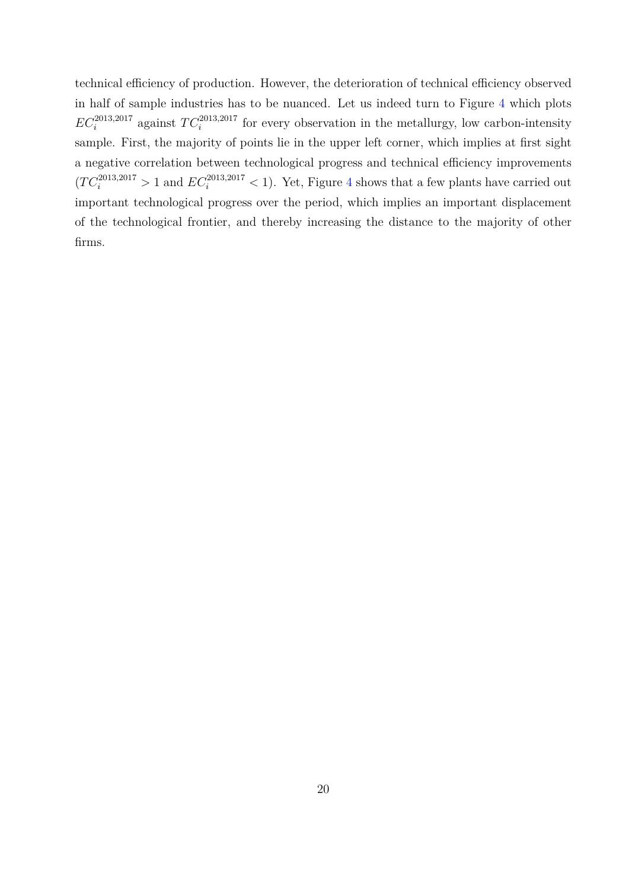technical efficiency of production. However, the deterioration of technical efficiency observed in half of sample industries has to be nuanced. Let us indeed turn to Figure 4 which plots $EC_i^{2013,2017}$ against $TC_i^{2013,2017}$ for every observation in the metallurgy, low carbon-intensity sample. First, the majority of points lie in the upper left corner, which implies at first sight a negative correlation between technological progress and technical efficiency improvements ($TC_i^{2013,2017} > 1$ and $EC_i^{2013,2017} < 1$). Yet, Figure 4 shows that a few plants have carried out important technological progress over the period, which implies an important displacement of the technological frontier, and thereby increasing the distance to the majority of other firms.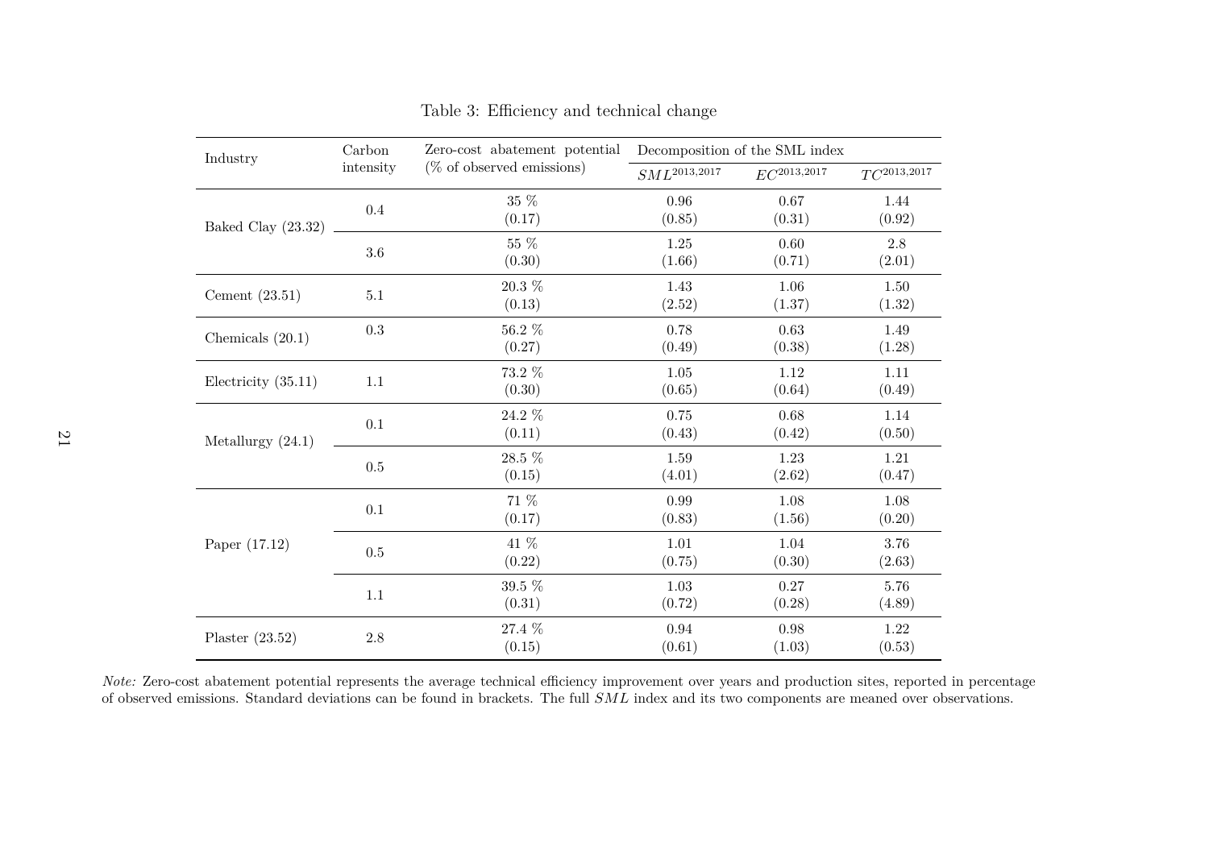Table 3: Efficiency and technical change

| Industry | Carbon intensity | Zero-cost abatement potential (% of observed emissions) | Decomposition of the SML index | | |
|---|---|---|---|---|---|
| | | | $SML^{2013,2017}$ | $EC^{2013,2017}$ | $TC^{2013,2017}$ |
| Baked Clay (23.32) | 0.4 | 35 % (0.17) | 0.96 (0.85) | 0.67 (0.31) | 1.44 (0.92) |
| | 3.6 | 55 % (0.30) | 1.25 (1.66) | 0.60 (0.71) | 2.8 (2.01) |
| Cement (23.51) | 5.1 | 20.3 % (0.13) | 1.43 (2.52) | 1.06 (1.37) | 1.50 (1.32) |
| Chemicals (20.1) | 0.3 | 56.2 % (0.27) | 0.78 (0.49) | 0.63 (0.38) | 1.49 (1.28) |
| Electricity (35.11) | 1.1 | 73.2 % (0.30) | 1.05 (0.65) | 1.12 (0.64) | 1.11 (0.49) |
| Metallurgy (24.1) | 0.1 | 24.2 % (0.11) | 0.75 (0.43) | 0.68 (0.42) | 1.14 (0.50) |
| | 0.5 | 28.5 % (0.15) | 1.59 (4.01) | 1.23 (2.62) | 1.21 (0.47) |
| Paper (17.12) | 0.1 | 71 % (0.17) | 0.99 (0.83) | 1.08 (1.56) | 1.08 (0.20) |
| | 0.5 | 41 % (0.22) | 1.01 (0.75) | 1.04 (0.30) | 3.76 (2.63) |
| | 1.1 | 39.5 % (0.31) | 1.03 (0.72) | 0.27 (0.28) | 5.76 (4.89) |
| Plaster (23.52) | 2.8 | 27.4 % (0.15) | 0.94 (0.61) | 0.98 (1.03) | 1.22 (0.53) |

*Note:* Zero-cost abatement potential represents the average technical efficiency improvement over years and production sites, reported in percentage of observed emissions. Standard deviations can be found in brackets. The full $SML$ index and its two components are meaned over observations.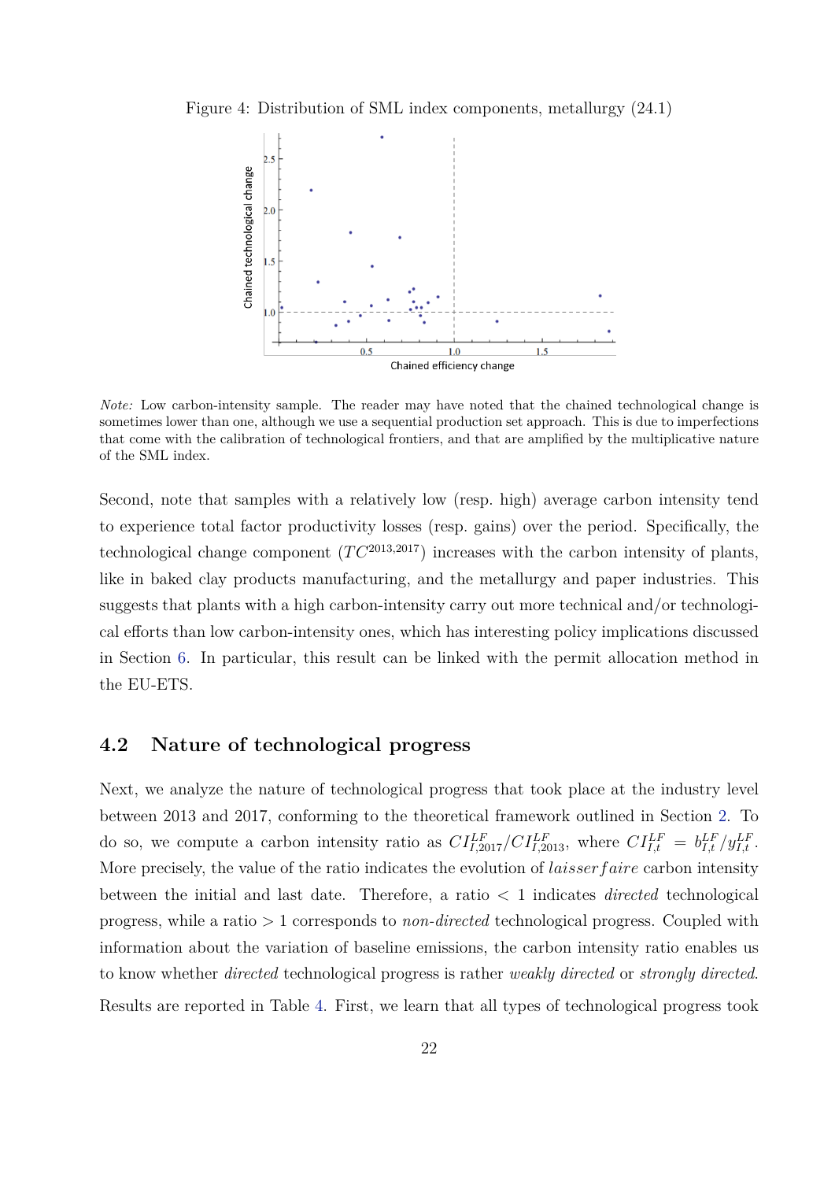Figure 4: Distribution of SML index components, metallurgy (24.1)

*Note:* Low carbon-intensity sample. The reader may have noted that the chained technological change is sometimes lower than one, although we use a sequential production set approach. This is due to imperfections that come with the calibration of technological frontiers, and that are amplified by the multiplicative nature of the SML index.

Second, note that samples with a relatively low (resp. high) average carbon intensity tend to experience total factor productivity losses (resp. gains) over the period. Specifically, the technological change component ($TC^{2013,2017}$) increases with the carbon intensity of plants, like in baked clay products manufacturing, and the metallurgy and paper industries. This suggests that plants with a high carbon-intensity carry out more technical and/or technological efforts than low carbon-intensity ones, which has interesting policy implications discussed in Section 6. In particular, this result can be linked with the permit allocation method in the EU-ETS.

## 4.2 Nature of technological progress

Next, we analyze the nature of technological progress that took place at the industry level between 2013 and 2017, conforming to the theoretical framework outlined in Section 2. To do so, we compute a carbon intensity ratio as $CI^{LF}_{I,2017}/CI^{LF}_{I,2013}$, where $CI^{LF}_{I,t} = b^{LF}_{I,t}/y^{LF}_{I,t}$. More precisely, the value of the ratio indicates the evolution of $laisser faire$ carbon intensity between the initial and last date. Therefore, a ratio $< 1$ indicates *directed* technological progress, while a ratio $> 1$ corresponds to *non-directed* technological progress. Coupled with information about the variation of baseline emissions, the carbon intensity ratio enables us to know whether *directed* technological progress is rather *weakly directed* or *strongly directed*. Results are reported in Table 4. First, we learn that all types of technological progress took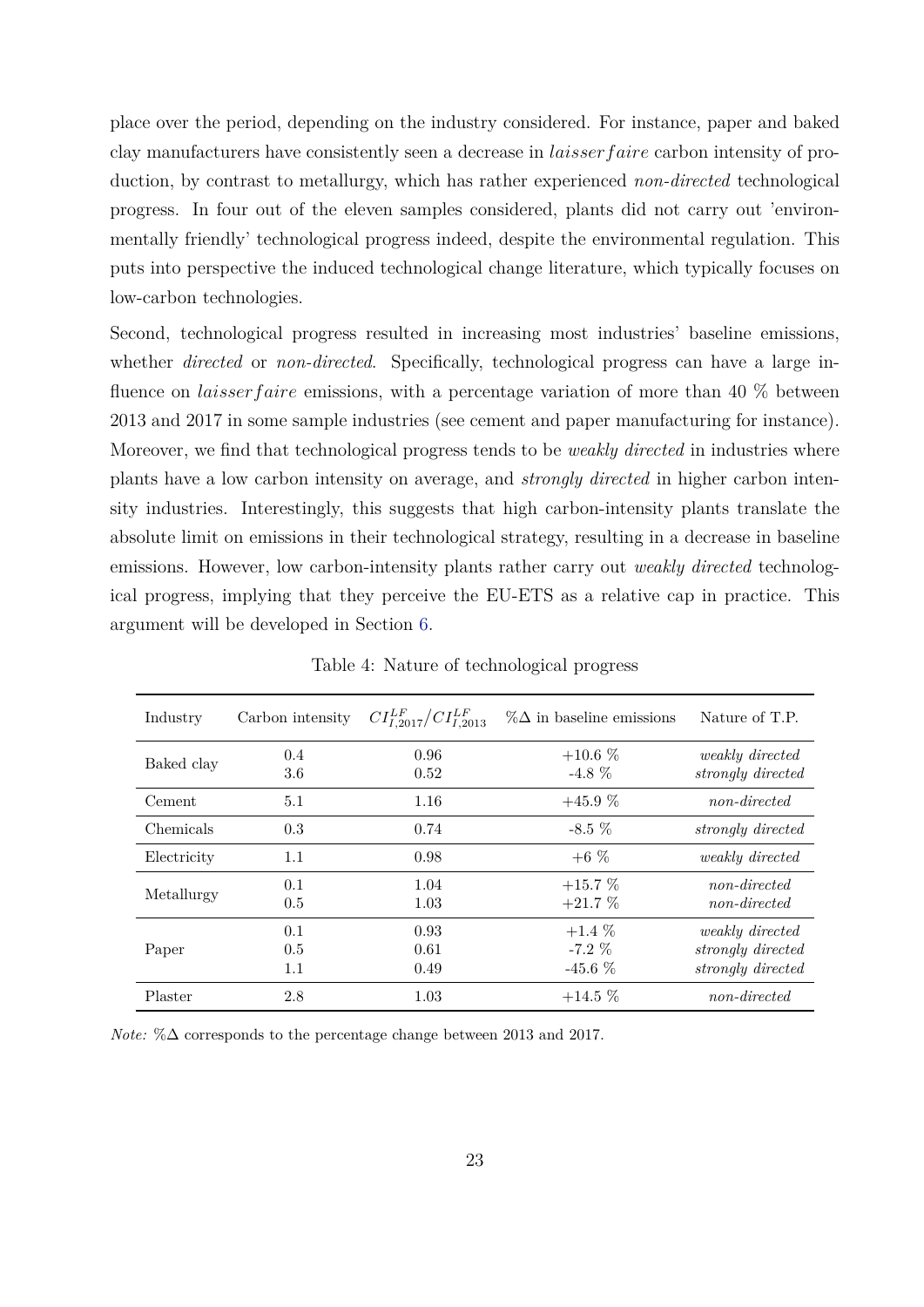place over the period, depending on the industry considered. For instance, paper and baked clay manufacturers have consistently seen a decrease in $laisser faire$ carbon intensity of production, by contrast to metallurgy, which has rather experienced *non-directed* technological progress. In four out of the eleven samples considered, plants did not carry out 'environmentally friendly' technological progress indeed, despite the environmental regulation. This puts into perspective the induced technological change literature, which typically focuses on low-carbon technologies.

Second, technological progress resulted in increasing most industries' baseline emissions, whether *directed* or *non-directed*. Specifically, technological progress can have a large influence on $laisser faire$ emissions, with a percentage variation of more than 40 % between 2013 and 2017 in some sample industries (see cement and paper manufacturing for instance). Moreover, we find that technological progress tends to be *weakly directed* in industries where plants have a low carbon intensity on average, and *strongly directed* in higher carbon intensity industries. Interestingly, this suggests that high carbon-intensity plants translate the absolute limit on emissions in their technological strategy, resulting in a decrease in baseline emissions. However, low carbon-intensity plants rather carry out *weakly directed* technological progress, implying that they perceive the EU-ETS as a relative cap in practice. This argument will be developed in Section 6.

Table 4: Nature of technological progress

| Industry | Carbon intensity | $CI^{LF}_{I,2017}/CI^{LF}_{I,2013}$ | %Δ in baseline emissions | Nature of T.P. |
|---|---|---|---|---|
| Baked clay | 0.4 | 0.96 | +10.6 % | *weakly directed* |
| | 3.6 | 0.52 | -4.8 % | *strongly directed* |
| Cement | 5.1 | 1.16 | +45.9 % | *non-directed* |
| Chemicals | 0.3 | 0.74 | -8.5 % | *strongly directed* |
| Electricity | 1.1 | 0.98 | +6 % | *weakly directed* |
| Metallurgy | 0.1 | 1.04 | +15.7 % | *non-directed* |
| | 0.5 | 1.03 | +21.7 % | *non-directed* |
| Paper | 0.1 | 0.93 | +1.4 % | *weakly directed* |
| | 0.5 | 0.61 | -7.2 % | *strongly directed* |
| | 1.1 | 0.49 | -45.6 % | *strongly directed* |
| Plaster | 2.8 | 1.03 | +14.5 % | *non-directed* |

*Note:* %Δ corresponds to the percentage change between 2013 and 2017.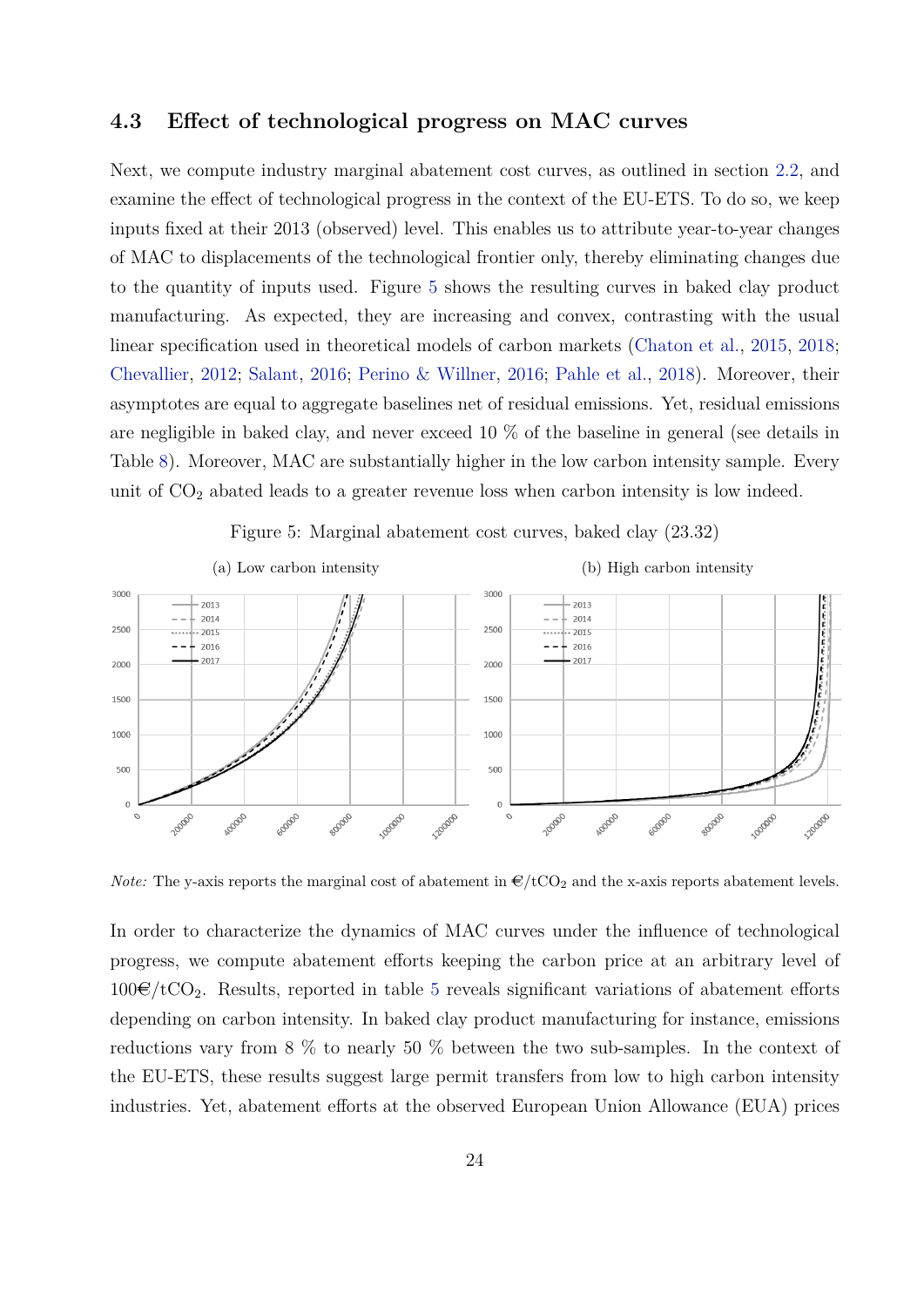### 4.3 Effect of technological progress on MAC curves

Next, we compute industry marginal abatement cost curves, as outlined in section 2.2, and examine the effect of technological progress in the context of the EU-ETS. To do so, we keep inputs fixed at their 2013 (observed) level. This enables us to attribute year-to-year changes of MAC to displacements of the technological frontier only, thereby eliminating changes due to the quantity of inputs used. Figure 5 shows the resulting curves in baked clay product manufacturing. As expected, they are increasing and convex, contrasting with the usual linear specification used in theoretical models of carbon markets (Chaton et al., 2015, 2018; Chevallier, 2012; Salant, 2016; Perino & Willner, 2016; Pahle et al., 2018). Moreover, their asymptotes are equal to aggregate baselines net of residual emissions. Yet, residual emissions are negligible in baked clay, and never exceed 10 % of the baseline in general (see details in Table 8). Moreover, MAC are substantially higher in the low carbon intensity sample. Every unit of $CO_2$ abated leads to a greater revenue loss when carbon intensity is low indeed.

Figure 5: Marginal abatement cost curves, baked clay (23.32)

(a) Low carbon intensity

(b) High carbon intensity

*Note:* The y-axis reports the marginal cost of abatement in €/t$CO_2$ and the x-axis reports abatement levels.

In order to characterize the dynamics of MAC curves under the influence of technological progress, we compute abatement efforts keeping the carbon price at an arbitrary level of 100€/t$CO_2$. Results, reported in table 5 reveals significant variations of abatement efforts depending on carbon intensity. In baked clay product manufacturing for instance, emissions reductions vary from 8 % to nearly 50 % between the two sub-samples. In the context of the EU-ETS, these results suggest large permit transfers from low to high carbon intensity industries. Yet, abatement efforts at the observed European Union Allowance (EUA) prices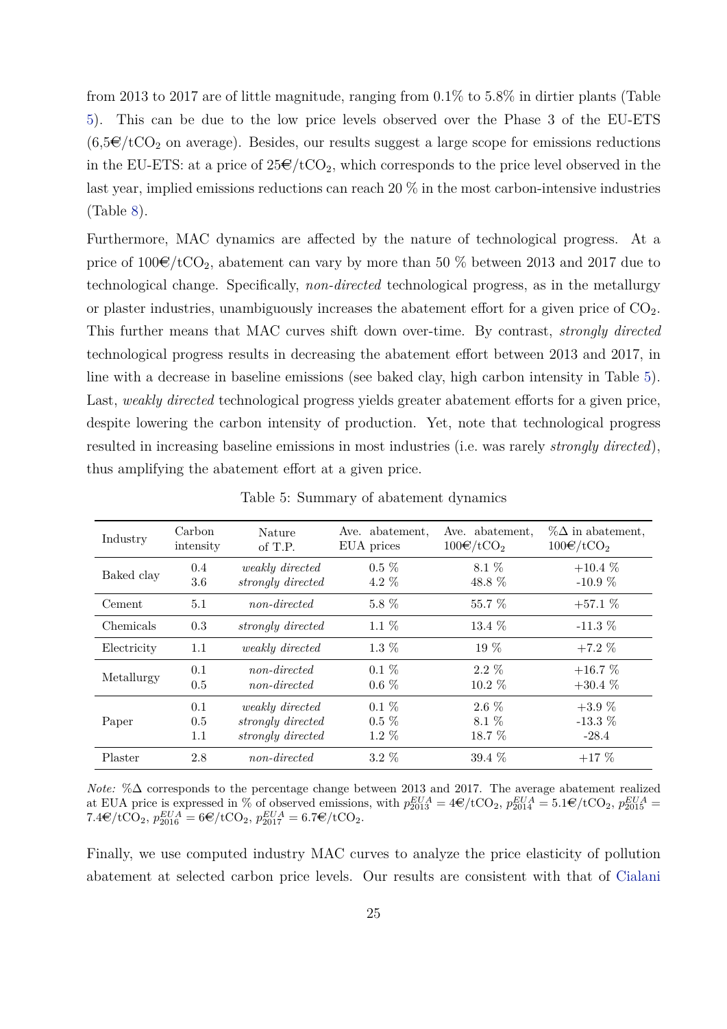from 2013 to 2017 are of little magnitude, ranging from 0.1% to 5.8% in dirtier plants (Table 5). This can be due to the low price levels observed over the Phase 3 of the EU-ETS (6,5€/t$CO_2$ on average). Besides, our results suggest a large scope for emissions reductions in the EU-ETS: at a price of 25€/t$CO_2$, which corresponds to the price level observed in the last year, implied emissions reductions can reach 20 % in the most carbon-intensive industries (Table 8).

Furthermore, MAC dynamics are affected by the nature of technological progress. At a price of 100€/t$CO_2$, abatement can vary by more than 50 % between 2013 and 2017 due to technological change. Specifically, *non-directed* technological progress, as in the metallurgy or plaster industries, unambiguously increases the abatement effort for a given price of $CO_2$. This further means that MAC curves shift down over-time. By contrast, *strongly directed* technological progress results in decreasing the abatement effort between 2013 and 2017, in line with a decrease in baseline emissions (see baked clay, high carbon intensity in Table 5). Last, *weakly directed* technological progress yields greater abatement efforts for a given price, despite lowering the carbon intensity of production. Yet, note that technological progress resulted in increasing baseline emissions in most industries (i.e. was rarely *strongly directed*), thus amplifying the abatement effort at a given price.

Table 5: Summary of abatement dynamics

| Industry | Carbon intensity | Nature of T.P. | Ave. abatement, EUA prices | Ave. abatement, 100€/t$CO_2$ | %Δ in abatement, 100€/t$CO_2$ |
|---|---|---|---|---|---|
| Baked clay | 0.4 | *weakly directed* | 0.5 % | 8.1 % | +10.4 % |
| | 3.6 | *strongly directed* | 4.2 % | 48.8 % | -10.9 % |
| Cement | 5.1 | *non-directed* | 5.8 % | 55.7 % | +57.1 % |
| Chemicals | 0.3 | *strongly directed* | 1.1 % | 13.4 % | -11.3 % |
| Electricity | 1.1 | *weakly directed* | 1.3 % | 19 % | +7.2 % |
| Metallurgy | 0.1 | *non-directed* | 0.1 % | 2.2 % | +16.7 % |
| | 0.5 | *non-directed* | 0.6 % | 10.2 % | +30.4 % |
| Paper | 0.1 | *weakly directed* | 0.1 % | 2.6 % | +3.9 % |
| | 0.5 | *strongly directed* | 0.5 % | 8.1 % | -13.3 % |
| | 1.1 | *strongly directed* | 1.2 % | 18.7 % | -28.4 |
| Plaster | 2.8 | *non-directed* | 3.2 % | 39.4 % | +17 % |

*Note:* %Δ corresponds to the percentage change between 2013 and 2017. The average abatement realized at EUA price is expressed in % of observed emissions, with $p^{EUA}_{2013} = 4$€/t$CO_2$, $p^{EUA}_{2014} = 5.1$€/t$CO_2$, $p^{EUA}_{2015} = 7.4$€/t$CO_2$, $p^{EUA}_{2016} = 6$€/t$CO_2$, $p^{EUA}_{2017} = 6.7$€/t$CO_2$.

Finally, we use computed industry MAC curves to analyze the price elasticity of pollution abatement at selected carbon price levels. Our results are consistent with that of Cialani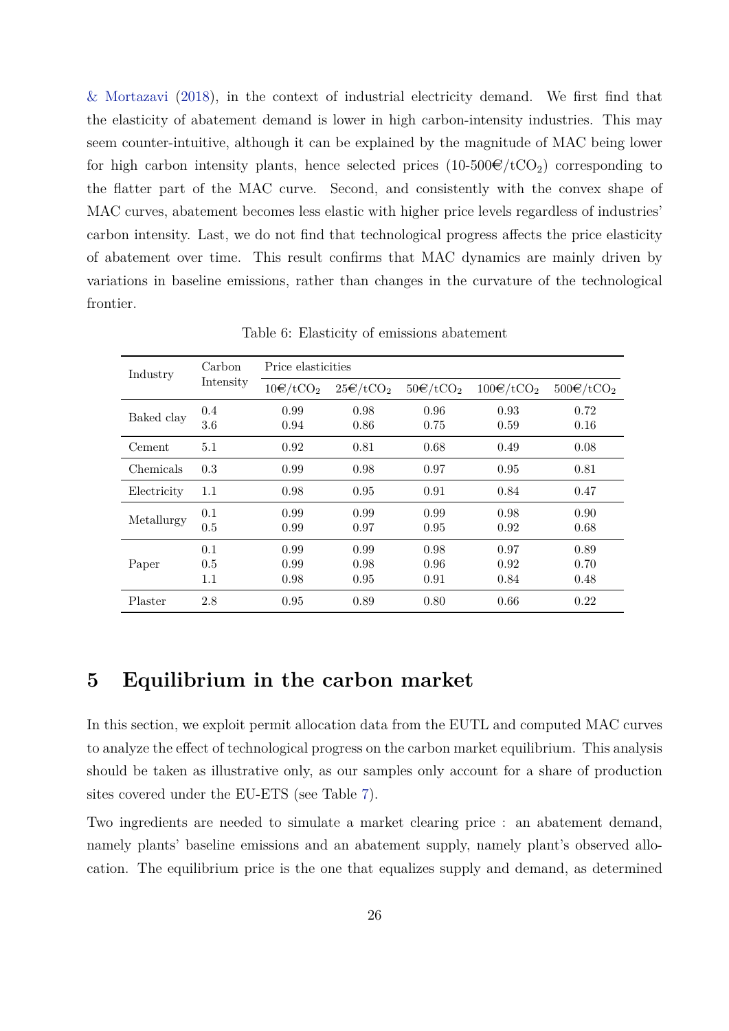& Mortazavi (2018), in the context of industrial electricity demand. We first find that the elasticity of abatement demand is lower in high carbon-intensity industries. This may seem counter-intuitive, although it can be explained by the magnitude of MAC being lower for high carbon intensity plants, hence selected prices (10-500€/t$CO_2$) corresponding to the flatter part of the MAC curve. Second, and consistently with the convex shape of MAC curves, abatement becomes less elastic with higher price levels regardless of industries' carbon intensity. Last, we do not find that technological progress affects the price elasticity of abatement over time. This result confirms that MAC dynamics are mainly driven by variations in baseline emissions, rather than changes in the curvature of the technological frontier.

Table 6: Elasticity of emissions abatement

| Industry | Carbon Intensity | Price elasticities | | | | |
|---|---|---|---|---|---|---|
| | | 10€/t$CO_2$ | 25€/t$CO_2$ | 50€/t$CO_2$ | 100€/t$CO_2$ | 500€/t$CO_2$ |
| Baked clay | 0.4 | 0.99 | 0.98 | 0.96 | 0.93 | 0.72 |
| | 3.6 | 0.94 | 0.86 | 0.75 | 0.59 | 0.16 |
| Cement | 5.1 | 0.92 | 0.81 | 0.68 | 0.49 | 0.08 |
| Chemicals | 0.3 | 0.99 | 0.98 | 0.97 | 0.95 | 0.81 |
| Electricity | 1.1 | 0.98 | 0.95 | 0.91 | 0.84 | 0.47 |
| Metallurgy | 0.1 | 0.99 | 0.99 | 0.99 | 0.98 | 0.90 |
| | 0.5 | 0.99 | 0.97 | 0.95 | 0.92 | 0.68 |
| Paper | 0.1 | 0.99 | 0.99 | 0.98 | 0.97 | 0.89 |
| | 0.5 | 0.99 | 0.98 | 0.96 | 0.92 | 0.70 |
| | 1.1 | 0.98 | 0.95 | 0.91 | 0.84 | 0.48 |
| Plaster | 2.8 | 0.95 | 0.89 | 0.80 | 0.66 | 0.22 |

# 5 Equilibrium in the carbon market

In this section, we exploit permit allocation data from the EUTL and computed MAC curves to analyze the effect of technological progress on the carbon market equilibrium. This analysis should be taken as illustrative only, as our samples only account for a share of production sites covered under the EU-ETS (see Table 7).

Two ingredients are needed to simulate a market clearing price : an abatement demand, namely plants' baseline emissions and an abatement supply, namely plant's observed allocation. The equilibrium price is the one that equalizes supply and demand, as determined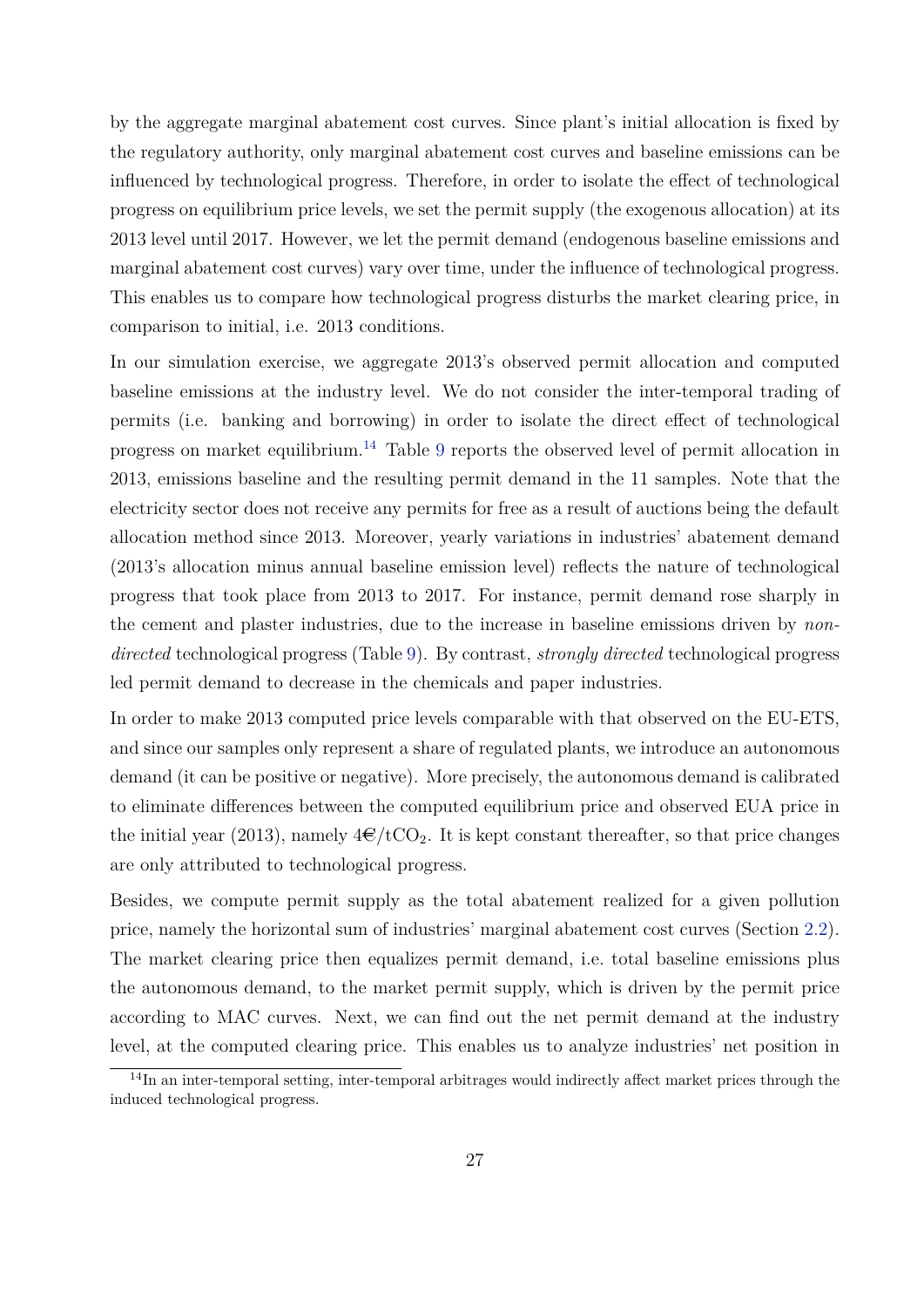by the aggregate marginal abatement cost curves. Since plant's initial allocation is fixed by the regulatory authority, only marginal abatement cost curves and baseline emissions can be influenced by technological progress. Therefore, in order to isolate the effect of technological progress on equilibrium price levels, we set the permit supply (the exogenous allocation) at its 2013 level until 2017. However, we let the permit demand (endogenous baseline emissions and marginal abatement cost curves) vary over time, under the influence of technological progress. This enables us to compare how technological progress disturbs the market clearing price, in comparison to initial, i.e. 2013 conditions.

In our simulation exercise, we aggregate 2013's observed permit allocation and computed baseline emissions at the industry level. We do not consider the inter-temporal trading of permits (i.e. banking and borrowing) in order to isolate the direct effect of technological progress on market equilibrium.[14] Table 9 reports the observed level of permit allocation in 2013, emissions baseline and the resulting permit demand in the 11 samples. Note that the electricity sector does not receive any permits for free as a result of auctions being the default allocation method since 2013. Moreover, yearly variations in industries' abatement demand (2013's allocation minus annual baseline emission level) reflects the nature of technological progress that took place from 2013 to 2017. For instance, permit demand rose sharply in the cement and plaster industries, due to the increase in baseline emissions driven by *non-directed* technological progress (Table 9). By contrast, *strongly directed* technological progress led permit demand to decrease in the chemicals and paper industries.

In order to make 2013 computed price levels comparable with that observed on the EU-ETS, and since our samples only represent a share of regulated plants, we introduce an autonomous demand (it can be positive or negative). More precisely, the autonomous demand is calibrated to eliminate differences between the computed equilibrium price and observed EUA price in the initial year (2013), namely 4€/t$CO_2$. It is kept constant thereafter, so that price changes are only attributed to technological progress.

Besides, we compute permit supply as the total abatement realized for a given pollution price, namely the horizontal sum of industries' marginal abatement cost curves (Section 2.2). The market clearing price then equalizes permit demand, i.e. total baseline emissions plus the autonomous demand, to the market permit supply, which is driven by the permit price according to MAC curves. Next, we can find out the net permit demand at the industry level, at the computed clearing price. This enables us to analyze industries' net position in

[14] In an inter-temporal setting, inter-temporal arbitrages would indirectly affect market prices through the induced technological progress.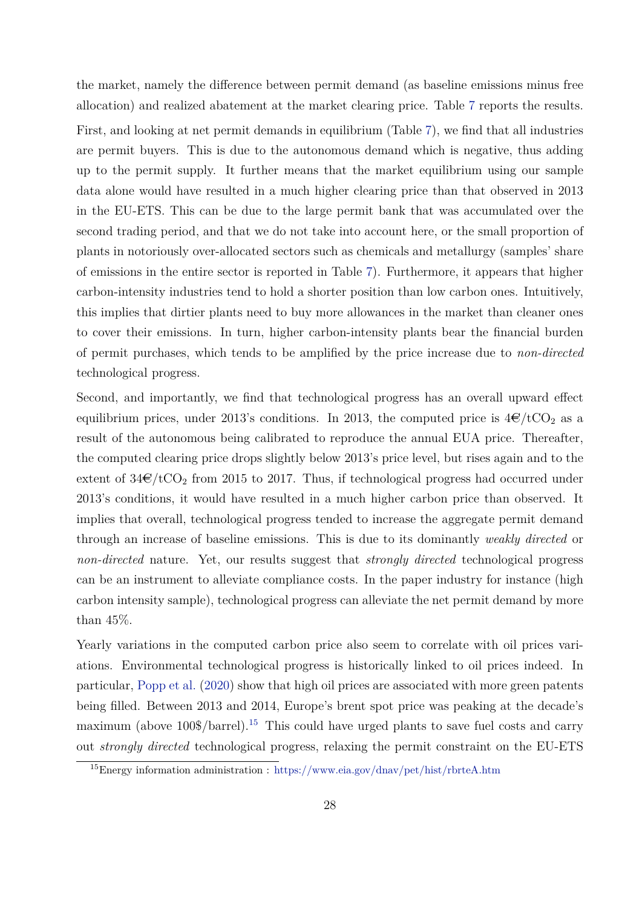the market, namely the difference between permit demand (as baseline emissions minus free allocation) and realized abatement at the market clearing price. Table 7 reports the results.

First, and looking at net permit demands in equilibrium (Table 7), we find that all industries are permit buyers. This is due to the autonomous demand which is negative, thus adding up to the permit supply. It further means that the market equilibrium using our sample data alone would have resulted in a much higher clearing price than that observed in 2013 in the EU-ETS. This can be due to the large permit bank that was accumulated over the second trading period, and that we do not take into account here, or the small proportion of plants in notoriously over-allocated sectors such as chemicals and metallurgy (samples' share of emissions in the entire sector is reported in Table 7). Furthermore, it appears that higher carbon-intensity industries tend to hold a shorter position than low carbon ones. Intuitively, this implies that dirtier plants need to buy more allowances in the market than cleaner ones to cover their emissions. In turn, higher carbon-intensity plants bear the financial burden of permit purchases, which tends to be amplified by the price increase due to *non-directed* technological progress.

Second, and importantly, we find that technological progress has an overall upward effect equilibrium prices, under 2013's conditions. In 2013, the computed price is 4€/t$CO_2$ as a result of the autonomous being calibrated to reproduce the annual EUA price. Thereafter, the computed clearing price drops slightly below 2013's price level, but rises again and to the extent of 34€/t$CO_2$ from 2015 to 2017. Thus, if technological progress had occurred under 2013's conditions, it would have resulted in a much higher carbon price than observed. It implies that overall, technological progress tended to increase the aggregate permit demand through an increase of baseline emissions. This is due to its dominantly *weakly directed* or *non-directed* nature. Yet, our results suggest that *strongly directed* technological progress can be an instrument to alleviate compliance costs. In the paper industry for instance (high carbon intensity sample), technological progress can alleviate the net permit demand by more than 45%.

Yearly variations in the computed carbon price also seem to correlate with oil prices variations. Environmental technological progress is historically linked to oil prices indeed. In particular, Popp et al. (2020) show that high oil prices are associated with more green patents being filled. Between 2013 and 2014, Europe's brent spot price was peaking at the decade's maximum (above 100$/barrel).[15] This could have urged plants to save fuel costs and carry out *strongly directed* technological progress, relaxing the permit constraint on the EU-ETS

[15] Energy information administration : https://www.eia.gov/dnav/pet/hist/rbrteA.htm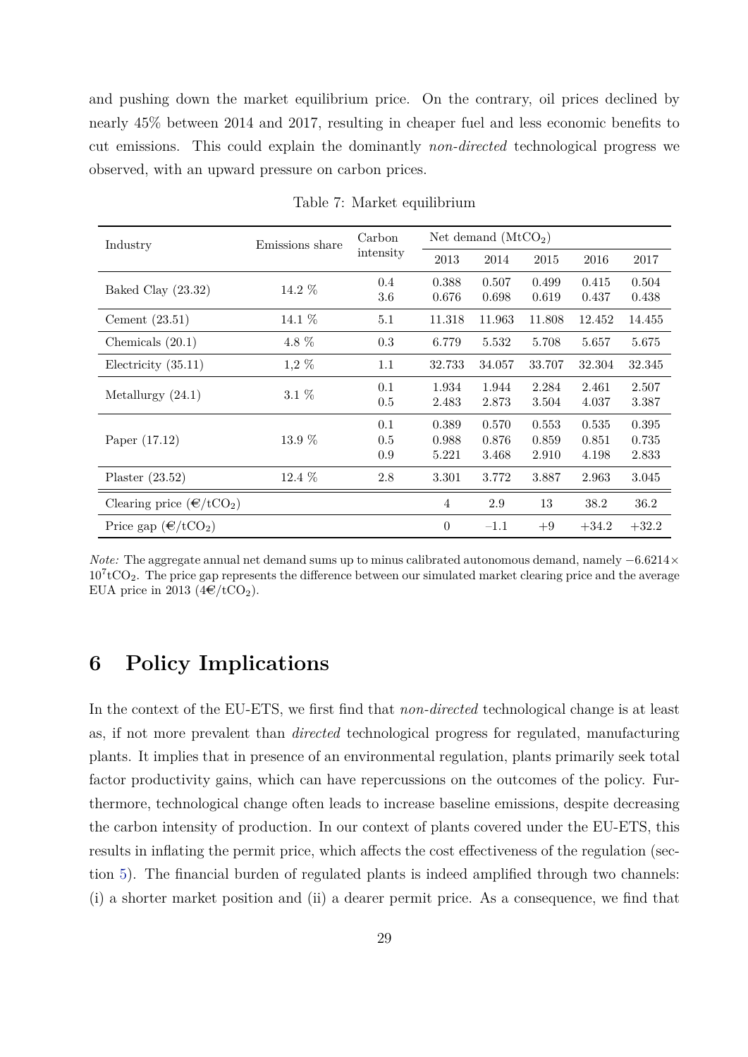and pushing down the market equilibrium price. On the contrary, oil prices declined by nearly 45% between 2014 and 2017, resulting in cheaper fuel and less economic benefits to cut emissions. This could explain the dominantly *non-directed* technological progress we observed, with an upward pressure on carbon prices.

Table 7: Market equilibrium

| Industry | Emissions share | Carbon intensity | Net demand ($MtCO_2$) | | | | |
|---|---|---|---|---|---|---|---|
| | | | 2013 | 2014 | 2015 | 2016 | 2017 |
| Baked Clay (23.32) | 14.2 % | 0.4 | 0.388 | 0.507 | 0.499 | 0.415 | 0.504 |
| | | 3.6 | 0.676 | 0.698 | 0.619 | 0.437 | 0.438 |
| Cement (23.51) | 14.1 % | 5.1 | 11.318 | 11.963 | 11.808 | 12.452 | 14.455 |
| Chemicals (20.1) | 4.8 % | 0.3 | 6.779 | 5.532 | 5.708 | 5.657 | 5.675 |
| Electricity (35.11) | 1,2 % | 1.1 | 32.733 | 34.057 | 33.707 | 32.304 | 32.345 |
| Metallurgy (24.1) | 3.1 % | 0.1 | 1.934 | 1.944 | 2.284 | 2.461 | 2.507 |
| | | 0.5 | 2.483 | 2.873 | 3.504 | 4.037 | 3.387 |
| Paper (17.12) | 13.9 % | 0.1 | 0.389 | 0.570 | 0.553 | 0.535 | 0.395 |
| | | 0.5 | 0.988 | 0.876 | 0.859 | 0.851 | 0.735 |
| | | 0.9 | 5.221 | 3.468 | 2.910 | 4.198 | 2.833 |
| Plaster (23.52) | 12.4 % | 2.8 | 3.301 | 3.772 | 3.887 | 2.963 | 3.045 |
| Clearing price (€/$tCO_2$) | | | 4 | 2.9 | 13 | 38.2 | 36.2 |
| Price gap (€/$tCO_2$) | | | 0 | −1.1 | +9 | +34.2 | +32.2 |

*Note:* The aggregate annual net demand sums up to minus calibrated autonomous demand, namely $-6.6214 \times 10^7 tCO_2$. The price gap represents the difference between our simulated market clearing price and the average EUA price in 2013 (4€/$tCO_2$).

## 6 Policy Implications

In the context of the EU-ETS, we first find that *non-directed* technological change is at least as, if not more prevalent than *directed* technological progress for regulated, manufacturing plants. It implies that in presence of an environmental regulation, plants primarily seek total factor productivity gains, which can have repercussions on the outcomes of the policy. Furthermore, technological change often leads to increase baseline emissions, despite decreasing the carbon intensity of production. In our context of plants covered under the EU-ETS, this results in inflating the permit price, which affects the cost effectiveness of the regulation (section 5). The financial burden of regulated plants is indeed amplified through two channels: (i) a shorter market position and (ii) a dearer permit price. As a consequence, we find that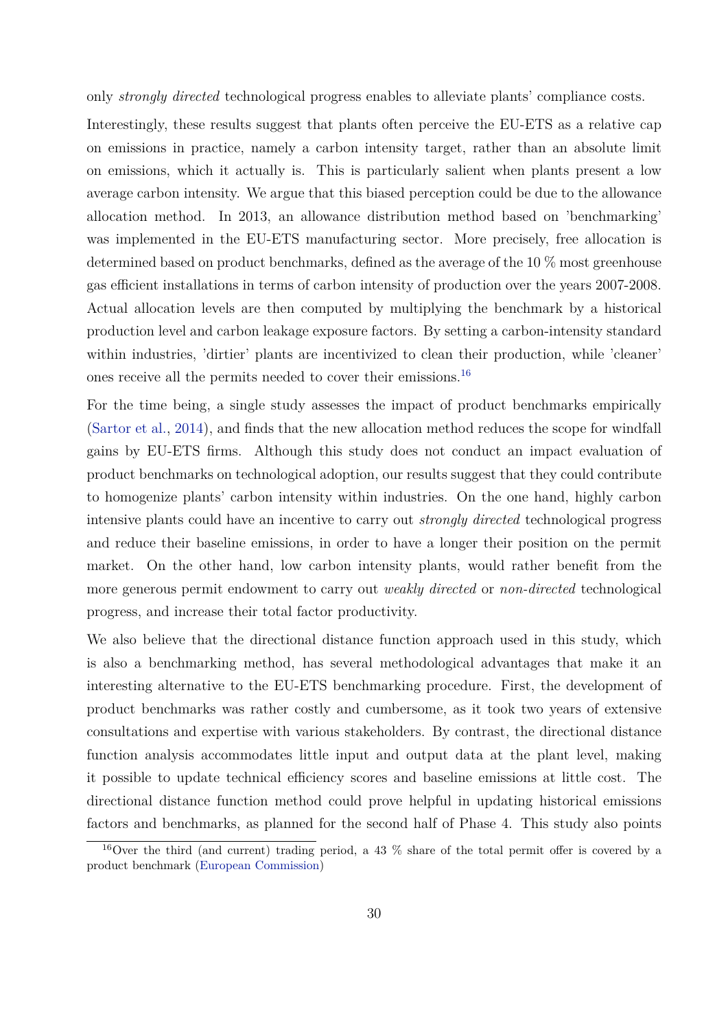only *strongly directed* technological progress enables to alleviate plants' compliance costs.

Interestingly, these results suggest that plants often perceive the EU-ETS as a relative cap on emissions in practice, namely a carbon intensity target, rather than an absolute limit on emissions, which it actually is. This is particularly salient when plants present a low average carbon intensity. We argue that this biased perception could be due to the allowance allocation method. In 2013, an allowance distribution method based on 'benchmarking' was implemented in the EU-ETS manufacturing sector. More precisely, free allocation is determined based on product benchmarks, defined as the average of the 10 % most greenhouse gas efficient installations in terms of carbon intensity of production over the years 2007-2008. Actual allocation levels are then computed by multiplying the benchmark by a historical production level and carbon leakage exposure factors. By setting a carbon-intensity standard within industries, 'dirtier' plants are incentivized to clean their production, while 'cleaner' ones receive all the permits needed to cover their emissions.[16]

For the time being, a single study assesses the impact of product benchmarks empirically (Sartor et al., 2014), and finds that the new allocation method reduces the scope for windfall gains by EU-ETS firms. Although this study does not conduct an impact evaluation of product benchmarks on technological adoption, our results suggest that they could contribute to homogenize plants' carbon intensity within industries. On the one hand, highly carbon intensive plants could have an incentive to carry out *strongly directed* technological progress and reduce their baseline emissions, in order to have a longer their position on the permit market. On the other hand, low carbon intensity plants, would rather benefit from the more generous permit endowment to carry out *weakly directed* or *non-directed* technological progress, and increase their total factor productivity.

We also believe that the directional distance function approach used in this study, which is also a benchmarking method, has several methodological advantages that make it an interesting alternative to the EU-ETS benchmarking procedure. First, the development of product benchmarks was rather costly and cumbersome, as it took two years of extensive consultations and expertise with various stakeholders. By contrast, the directional distance function analysis accommodates little input and output data at the plant level, making it possible to update technical efficiency scores and baseline emissions at little cost. The directional distance function method could prove helpful in updating historical emissions factors and benchmarks, as planned for the second half of Phase 4. This study also points

[16] Over the third (and current) trading period, a 43 % share of the total permit offer is covered by a product benchmark (European Commission)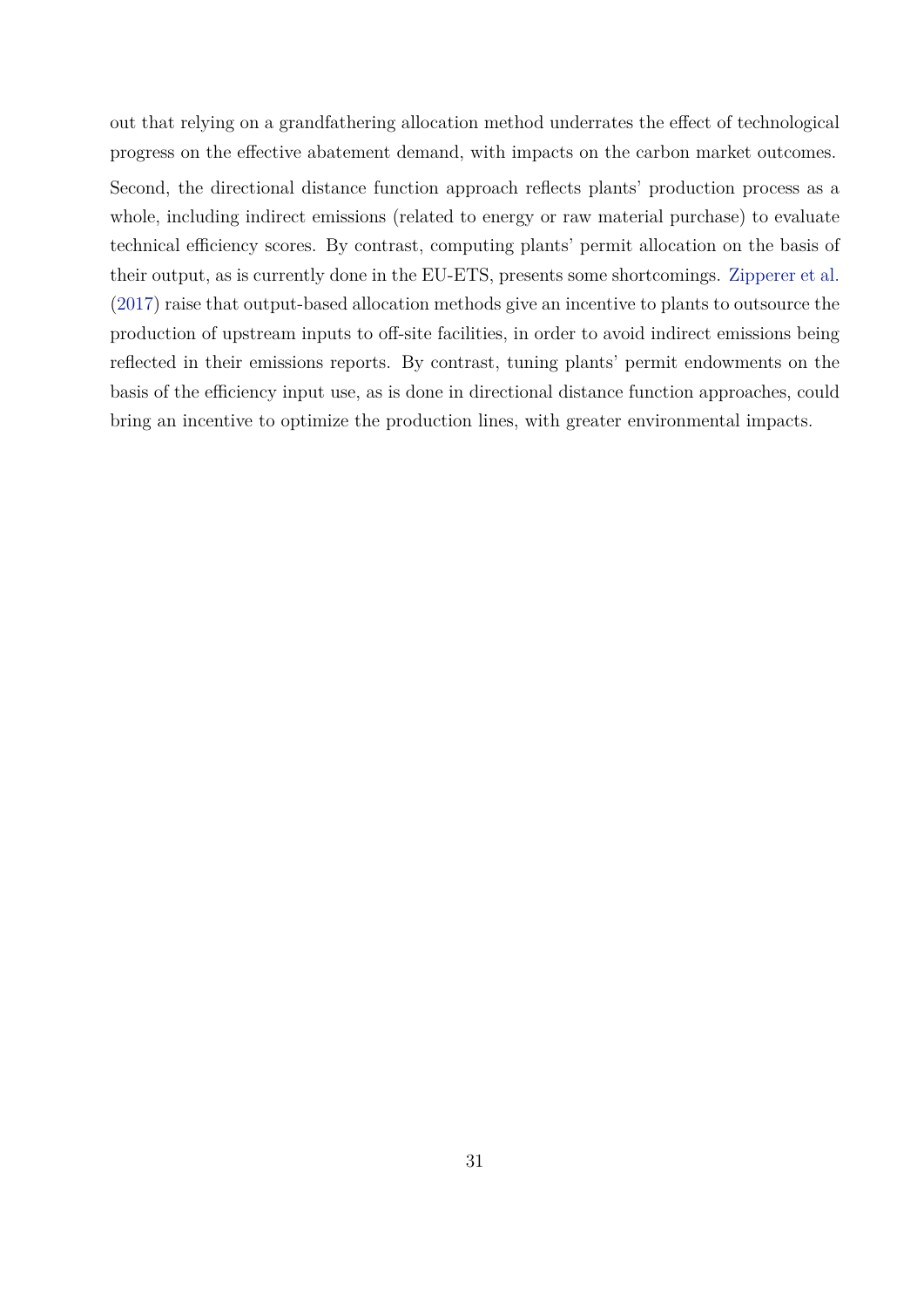out that relying on a grandfathering allocation method underrates the effect of technological progress on the effective abatement demand, with impacts on the carbon market outcomes.

Second, the directional distance function approach reflects plants' production process as a whole, including indirect emissions (related to energy or raw material purchase) to evaluate technical efficiency scores. By contrast, computing plants' permit allocation on the basis of their output, as is currently done in the EU-ETS, presents some shortcomings. Zipperer et al. (2017) raise that output-based allocation methods give an incentive to plants to outsource the production of upstream inputs to off-site facilities, in order to avoid indirect emissions being reflected in their emissions reports. By contrast, tuning plants' permit endowments on the basis of the efficiency input use, as is done in directional distance function approaches, could bring an incentive to optimize the production lines, with greater environmental impacts.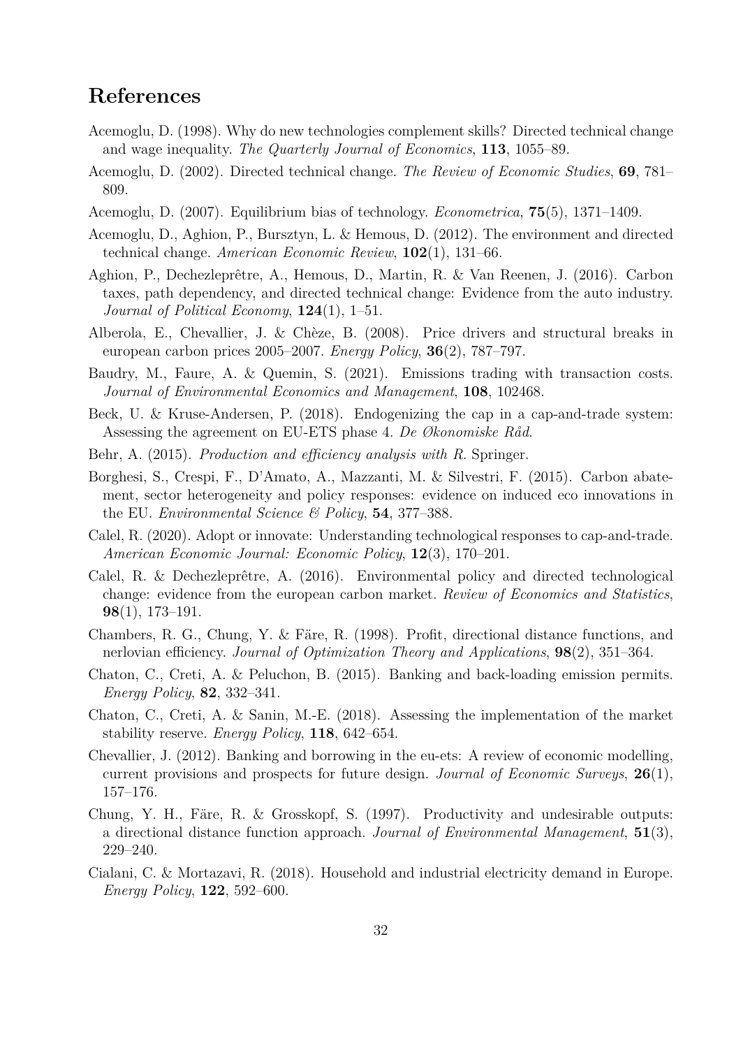# References

Acemoglu, D. (1998). Why do new technologies complement skills? Directed technical change and wage inequality. *The Quarterly Journal of Economics*, **113**, 1055–89.

Acemoglu, D. (2002). Directed technical change. *The Review of Economic Studies*, **69**, 781–809.

Acemoglu, D. (2007). Equilibrium bias of technology. *Econometrica*, **75**(5), 1371–1409.

Acemoglu, D., Aghion, P., Bursztyn, L. & Hemous, D. (2012). The environment and directed technical change. *American Economic Review*, **102**(1), 131–66.

Aghion, P., Dechezleprêtre, A., Hemous, D., Martin, R. & Van Reenen, J. (2016). Carbon taxes, path dependency, and directed technical change: Evidence from the auto industry. *Journal of Political Economy*, **124**(1), 1–51.

Alberola, E., Chevallier, J. & Chèze, B. (2008). Price drivers and structural breaks in european carbon prices 2005–2007. *Energy Policy*, **36**(2), 787–797.

Baudry, M., Faure, A. & Quemin, S. (2021). Emissions trading with transaction costs. *Journal of Environmental Economics and Management*, **108**, 102468.

Beck, U. & Kruse-Andersen, P. (2018). Endogenizing the cap in a cap-and-trade system: Assessing the agreement on EU-ETS phase 4. *De Økonomiske Råd*.

Behr, A. (2015). *Production and efficiency analysis with R*. Springer.

Borghesi, S., Crespi, F., D'Amato, A., Mazzanti, M. & Silvestri, F. (2015). Carbon abatement, sector heterogeneity and policy responses: evidence on induced eco innovations in the EU. *Environmental Science & Policy*, **54**, 377–388.

Calel, R. (2020). Adopt or innovate: Understanding technological responses to cap-and-trade. *American Economic Journal: Economic Policy*, **12**(3), 170–201.

Calel, R. & Dechezleprêtre, A. (2016). Environmental policy and directed technological change: evidence from the european carbon market. *Review of Economics and Statistics*, **98**(1), 173–191.

Chambers, R. G., Chung, Y. & Färe, R. (1998). Profit, directional distance functions, and nerlovian efficiency. *Journal of Optimization Theory and Applications*, **98**(2), 351–364.

Chaton, C., Creti, A. & Peluchon, B. (2015). Banking and back-loading emission permits. *Energy Policy*, **82**, 332–341.

Chaton, C., Creti, A. & Sanin, M.-E. (2018). Assessing the implementation of the market stability reserve. *Energy Policy*, **118**, 642–654.

Chevallier, J. (2012). Banking and borrowing in the eu-ets: A review of economic modelling, current provisions and prospects for future design. *Journal of Economic Surveys*, **26**(1), 157–176.

Chung, Y. H., Färe, R. & Grosskopf, S. (1997). Productivity and undesirable outputs: a directional distance function approach. *Journal of Environmental Management*, **51**(3), 229–240.

Cialani, C. & Mortazavi, R. (2018). Household and industrial electricity demand in Europe. *Energy Policy*, **122**, 592–600.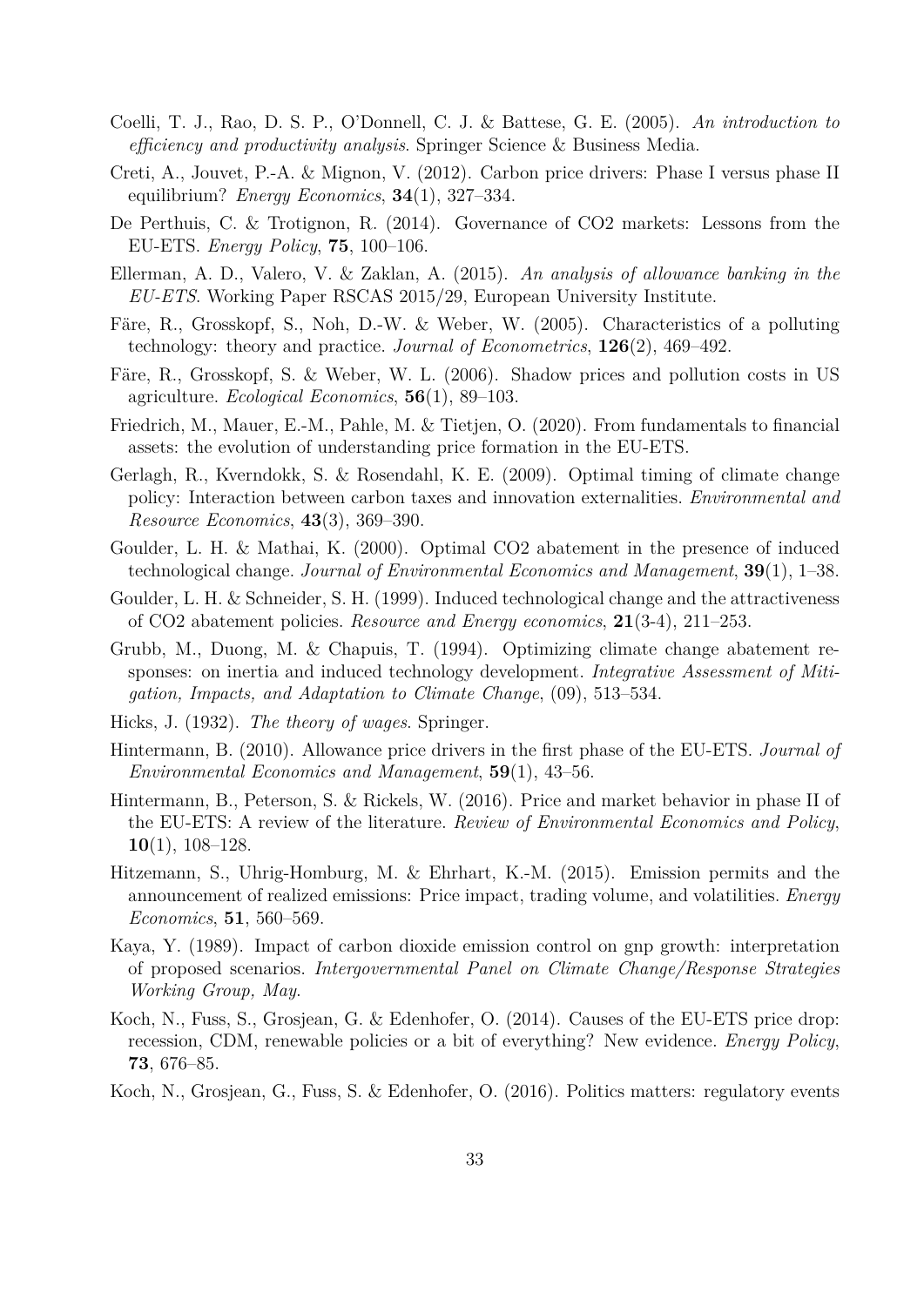Coelli, T. J., Rao, D. S. P., O'Donnell, C. J. & Battese, G. E. (2005). *An introduction to efficiency and productivity analysis*. Springer Science & Business Media.

Creti, A., Jouvet, P.-A. & Mignon, V. (2012). Carbon price drivers: Phase I versus phase II equilibrium? *Energy Economics*, **34**(1), 327–334.

De Perthuis, C. & Trotignon, R. (2014). Governance of CO2 markets: Lessons from the EU-ETS. *Energy Policy*, **75**, 100–106.

Ellerman, A. D., Valero, V. & Zaklan, A. (2015). *An analysis of allowance banking in the EU-ETS*. Working Paper RSCAS 2015/29, European University Institute.

Färe, R., Grosskopf, S., Noh, D.-W. & Weber, W. (2005). Characteristics of a polluting technology: theory and practice. *Journal of Econometrics*, **126**(2), 469–492.

Färe, R., Grosskopf, S. & Weber, W. L. (2006). Shadow prices and pollution costs in US agriculture. *Ecological Economics*, **56**(1), 89–103.

Friedrich, M., Mauer, E.-M., Pahle, M. & Tietjen, O. (2020). From fundamentals to financial assets: the evolution of understanding price formation in the EU-ETS.

Gerlagh, R., Kverndokk, S. & Rosendahl, K. E. (2009). Optimal timing of climate change policy: Interaction between carbon taxes and innovation externalities. *Environmental and Resource Economics*, **43**(3), 369–390.

Goulder, L. H. & Mathai, K. (2000). Optimal CO2 abatement in the presence of induced technological change. *Journal of Environmental Economics and Management*, **39**(1), 1–38.

Goulder, L. H. & Schneider, S. H. (1999). Induced technological change and the attractiveness of CO2 abatement policies. *Resource and Energy economics*, **21**(3-4), 211–253.

Grubb, M., Duong, M. & Chapuis, T. (1994). Optimizing climate change abatement responses: on inertia and induced technology development. *Integrative Assessment of Mitigation, Impacts, and Adaptation to Climate Change*, (09), 513–534.

Hicks, J. (1932). *The theory of wages*. Springer.

Hintermann, B. (2010). Allowance price drivers in the first phase of the EU-ETS. *Journal of Environmental Economics and Management*, **59**(1), 43–56.

Hintermann, B., Peterson, S. & Rickels, W. (2016). Price and market behavior in phase II of the EU-ETS: A review of the literature. *Review of Environmental Economics and Policy*, **10**(1), 108–128.

Hitzemann, S., Uhrig-Homburg, M. & Ehrhart, K.-M. (2015). Emission permits and the announcement of realized emissions: Price impact, trading volume, and volatilities. *Energy Economics*, **51**, 560–569.

Kaya, Y. (1989). Impact of carbon dioxide emission control on gnp growth: interpretation of proposed scenarios. *Intergovernmental Panel on Climate Change/Response Strategies Working Group, May*.

Koch, N., Fuss, S., Grosjean, G. & Edenhofer, O. (2014). Causes of the EU-ETS price drop: recession, CDM, renewable policies or a bit of everything? New evidence. *Energy Policy*, **73**, 676–85.

Koch, N., Grosjean, G., Fuss, S. & Edenhofer, O. (2016). Politics matters: regulatory events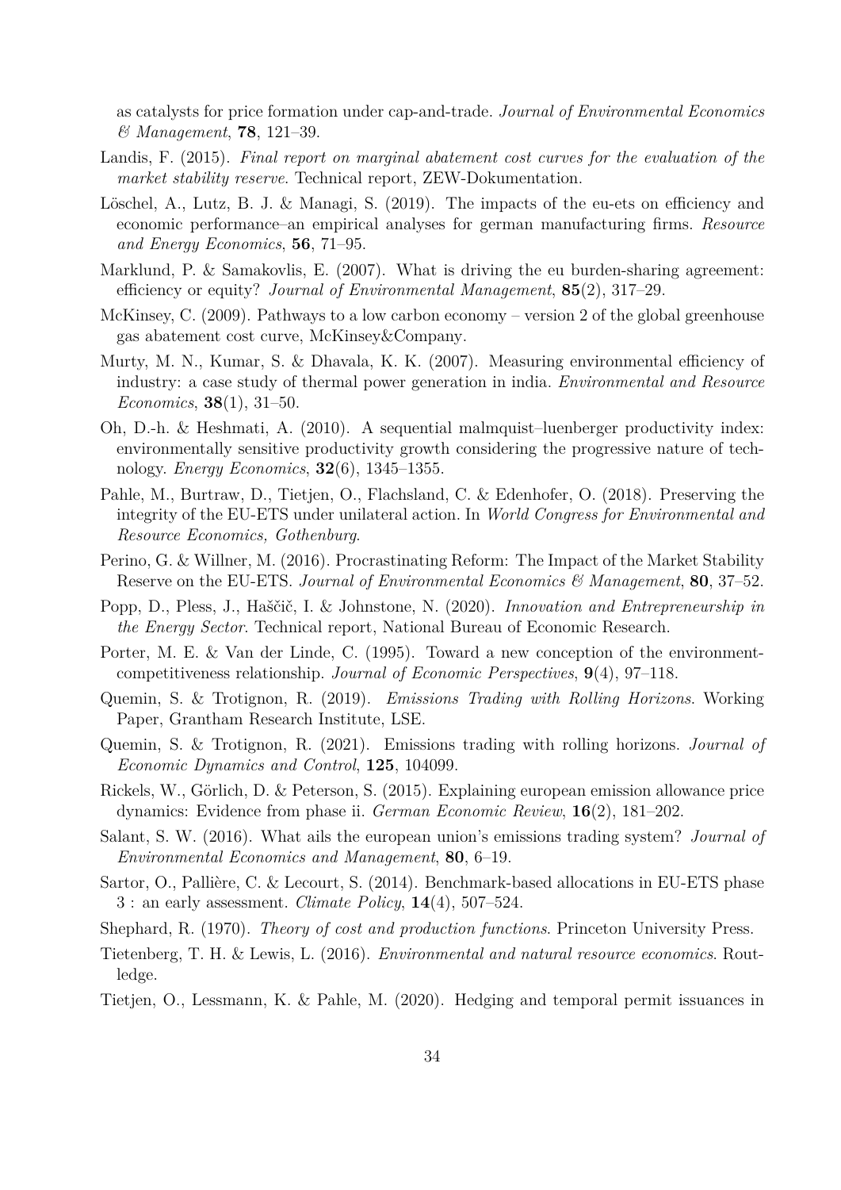as catalysts for price formation under cap-and-trade. *Journal of Environmental Economics & Management*, **78**, 121–39.

Landis, F. (2015). *Final report on marginal abatement cost curves for the evaluation of the market stability reserve*. Technical report, ZEW-Dokumentation.

Löschel, A., Lutz, B. J. & Managi, S. (2019). The impacts of the eu-ets on efficiency and economic performance–an empirical analyses for german manufacturing firms. *Resource and Energy Economics*, **56**, 71–95.

Marklund, P. & Samakovlis, E. (2007). What is driving the eu burden-sharing agreement: efficiency or equity? *Journal of Environmental Management*, **85**(2), 317–29.

McKinsey, C. (2009). Pathways to a low carbon economy – version 2 of the global greenhouse gas abatement cost curve, McKinsey&Company.

Murty, M. N., Kumar, S. & Dhavala, K. K. (2007). Measuring environmental efficiency of industry: a case study of thermal power generation in india. *Environmental and Resource Economics*, **38**(1), 31–50.

Oh, D.-h. & Heshmati, A. (2010). A sequential malmquist–luenberger productivity index: environmentally sensitive productivity growth considering the progressive nature of technology. *Energy Economics*, **32**(6), 1345–1355.

Pahle, M., Burtraw, D., Tietjen, O., Flachsland, C. & Edenhofer, O. (2018). Preserving the integrity of the EU-ETS under unilateral action. In *World Congress for Environmental and Resource Economics, Gothenburg*.

Perino, G. & Willner, M. (2016). Procrastinating Reform: The Impact of the Market Stability Reserve on the EU-ETS. *Journal of Environmental Economics & Management*, **80**, 37–52.

Popp, D., Pless, J., Haščič, I. & Johnstone, N. (2020). *Innovation and Entrepreneurship in the Energy Sector*. Technical report, National Bureau of Economic Research.

Porter, M. E. & Van der Linde, C. (1995). Toward a new conception of the environment-competitiveness relationship. *Journal of Economic Perspectives*, **9**(4), 97–118.

Quemin, S. & Trotignon, R. (2019). *Emissions Trading with Rolling Horizons*. Working Paper, Grantham Research Institute, LSE.

Quemin, S. & Trotignon, R. (2021). Emissions trading with rolling horizons. *Journal of Economic Dynamics and Control*, **125**, 104099.

Rickels, W., Görlich, D. & Peterson, S. (2015). Explaining european emission allowance price dynamics: Evidence from phase ii. *German Economic Review*, **16**(2), 181–202.

Salant, S. W. (2016). What ails the european union's emissions trading system? *Journal of Environmental Economics and Management*, **80**, 6–19.

Sartor, O., Pallière, C. & Lecourt, S. (2014). Benchmark-based allocations in EU-ETS phase 3 : an early assessment. *Climate Policy*, **14**(4), 507–524.

Shephard, R. (1970). *Theory of cost and production functions*. Princeton University Press.

Tietenberg, T. H. & Lewis, L. (2016). *Environmental and natural resource economics*. Routledge.

Tietjen, O., Lessmann, K. & Pahle, M. (2020). Hedging and temporal permit issuances in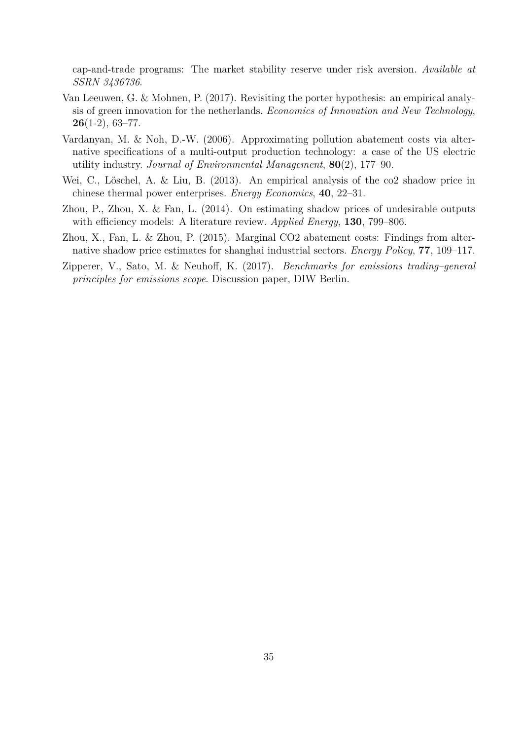cap-and-trade programs: The market stability reserve under risk aversion. *Available at SSRN 3436736*.

Van Leeuwen, G. & Mohnen, P. (2017). Revisiting the porter hypothesis: an empirical analysis of green innovation for the netherlands. *Economics of Innovation and New Technology*, **26**(1-2), 63–77.

Vardanyan, M. & Noh, D.-W. (2006). Approximating pollution abatement costs via alternative specifications of a multi-output production technology: a case of the US electric utility industry. *Journal of Environmental Management*, **80**(2), 177–90.

Wei, C., Löschel, A. & Liu, B. (2013). An empirical analysis of the co2 shadow price in chinese thermal power enterprises. *Energy Economics*, **40**, 22–31.

Zhou, P., Zhou, X. & Fan, L. (2014). On estimating shadow prices of undesirable outputs with efficiency models: A literature review. *Applied Energy*, **130**, 799–806.

Zhou, X., Fan, L. & Zhou, P. (2015). Marginal CO2 abatement costs: Findings from alternative shadow price estimates for shanghai industrial sectors. *Energy Policy*, **77**, 109–117.

Zipperer, V., Sato, M. & Neuhoff, K. (2017). *Benchmarks for emissions trading–general principles for emissions scope*. Discussion paper, DIW Berlin.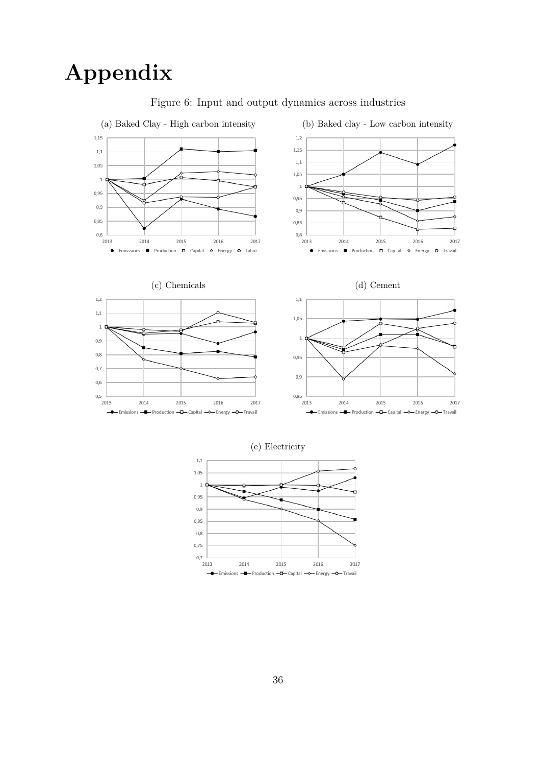# Appendix

Figure 6: Input and output dynamics across industries

(a) Baked Clay - High carbon intensity

(b) Baked clay - Low carbon intensity

(c) Chemicals

(d) Cement

(e) Electricity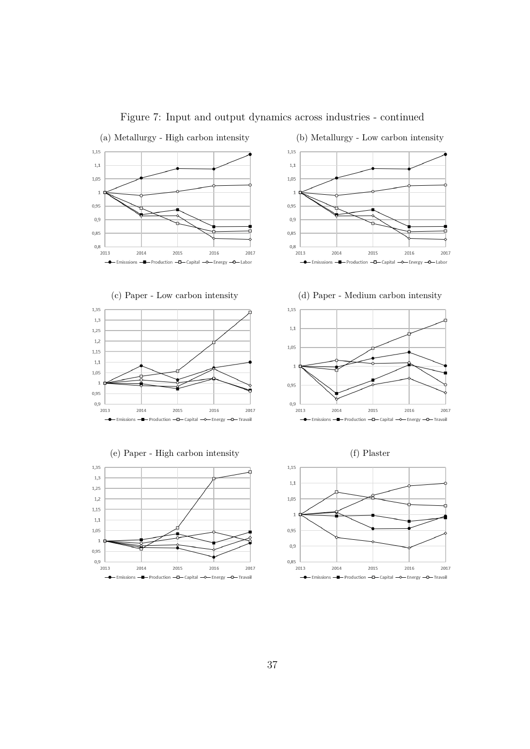Figure 7: Input and output dynamics across industries - continued

(a) Metallurgy - High carbon intensity

(b) Metallurgy - Low carbon intensity

(c) Paper - Low carbon intensity

(d) Paper - Medium carbon intensity

(e) Paper - High carbon intensity

(f) Plaster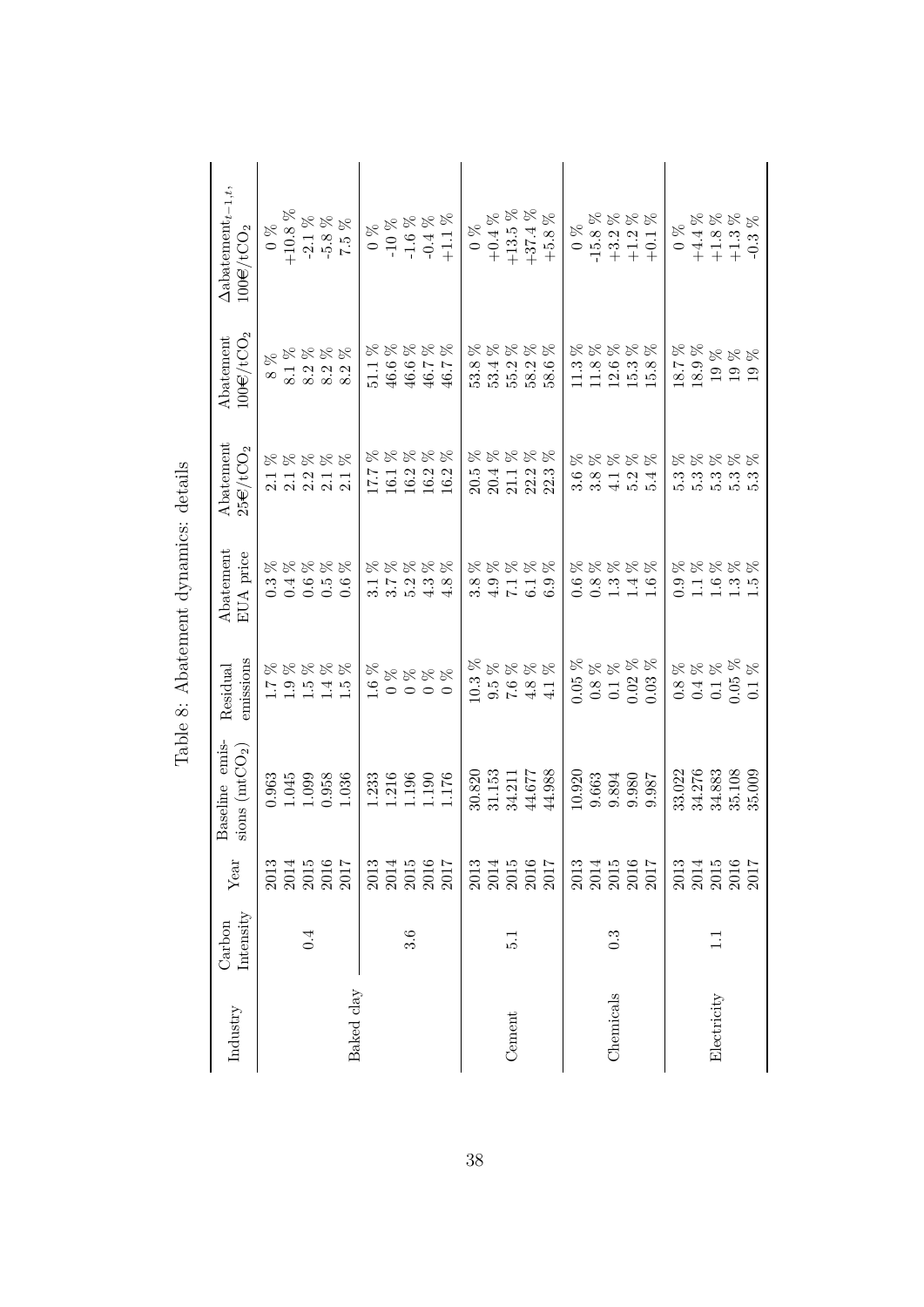Table 8: Abatement dynamics: details

| Industry | Carbon Intensity | Year | Baseline emissions ($mtCO_2$) | Residual emissions | Abatement EUA price | Abatement 25€/$tCO_2$ | Abatement 100€/$tCO_2$ | $\Delta$abatement$_{t-1,t}$, 100€/$tCO_2$ |
|---|---|---|---|---|---|---|---|---|
| Baked clay | 0.4 | 2013 | 0.963 | 1.7 % | 0.3 % | 2.1 % | 8 % | 0 % |
| | | 2014 | 1.045 | 1.9 % | 0.4 % | 2.1 % | 8.1 % | +10.8 % |
| | | 2015 | 1.099 | 1.5 % | 0.6 % | 2.2 % | 8.2 % | -2.1 % |
| | | 2016 | 0.958 | 1.4 % | 0.5 % | 2.1 % | 8.2 % | -5.8 % |
| | | 2017 | 1.036 | 1.5 % | 0.6 % | 2.1 % | 8.2 % | 7.5 % |
| | 3.6 | 2013 | 1.233 | 1.6 % | 3.1 % | 17.7 % | 51.1 % | 0 % |
| | | 2014 | 1.216 | 0 % | 3.7 % | 16.1 % | 46.6 % | -10 % |
| | | 2015 | 1.196 | 0 % | 5.2 % | 16.2 % | 46.6 % | -1.6 % |
| | | 2016 | 1.190 | 0 % | 4.3 % | 16.2 % | 46.7 % | -0.4 % |
| | | 2017 | 1.176 | 0 % | 4.8 % | 16.2 % | 46.7 % | +1.1 % |
| Cement | 5.1 | 2013 | 30.820 | 10.3 % | 3.8 % | 20.5 % | 53.8 % | 0 % |
| | | 2014 | 31.153 | 9.5 % | 4.9 % | 20.4 % | 53.4 % | +0.4 % |
| | | 2015 | 34.211 | 7.6 % | 7.1 % | 21.1 % | 55.2 % | +13.5 % |
| | | 2016 | 44.677 | 4.8 % | 6.1 % | 22.2 % | 58.2 % | +37.4 % |
| | | 2017 | 44.988 | 4.1 % | 6.9 % | 22.3 % | 58.6 % | +5.8 % |
| Chemicals | 0.3 | 2013 | 10.920 | 0.05 % | 0.6 % | 3.6 % | 11.3 % | 0 % |
| | | 2014 | 9.663 | 0.8 % | 0.8 % | 3.8 % | 11.8 % | -15.8 % |
| | | 2015 | 9.894 | 0.1 % | 1.3 % | 4.1 % | 12.6 % | +3.2 % |
| | | 2016 | 9.980 | 0.02 % | 1.4 % | 5.2 % | 15.3 % | +1.2 % |
| | | 2017 | 9.987 | 0.03 % | 1.6 % | 5.4 % | 15.8 % | +0.1 % |
| Electricity | 1.1 | 2013 | 33.022 | 0.8 % | 0.9 % | 5.3 % | 18.7 % | 0 % |
| | | 2014 | 34.276 | 0.4 % | 1.1 % | 5.3 % | 18.9 % | +4.4 % |
| | | 2015 | 34.883 | 0.1 % | 1.6 % | 5.3 % | 19 % | +1.8 % |
| | | 2016 | 35.108 | 0.05 % | 1.3 % | 5.3 % | 19 % | +1.3 % |
| | | 2017 | 35.009 | 0.1 % | 1.5 % | 5.3 % | 19 % | -0.3 % |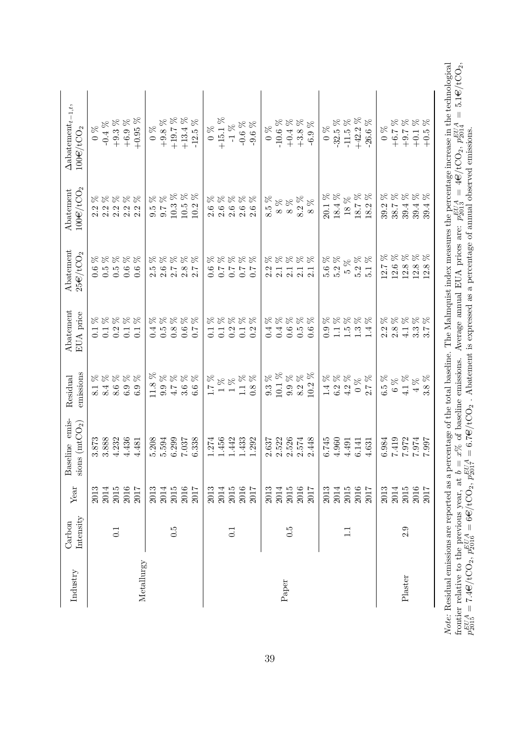| Industry | Carbon Intensity | Year | Baseline emissions ($mtCO_2$) | Residual emissions | Abatement EUA price | Abatement 25€/$tCO_2$ | Abatement 100€/$tCO_2$ | $\Delta$abatement$_{t-1,t}$, 100€/$tCO_2$ |
|---|---|---|---|---|---|---|---|---|
| Metallurgy | 0.1 | 2013 | 3.873 | 8.1 % | 0.1 % | 0.6 % | 2.2 % | 0 % |
| | | 2014 | 3.888 | 8.4 % | 0.1 % | 0.5 % | 2.2 % | -0.4 % |
| | | 2015 | 4.232 | 8.6 % | 0.2 % | 0.5 % | 2.2 % | +9.3 % |
| | | 2016 | 4.436 | 6.9 % | 0.1 % | 0.6 % | 2.2 % | +6.9 % |
| | | 2017 | 4.481 | 6.9 % | 0.1 % | 0.6 % | 2.2 % | +0.95 % |
| | 0.5 | 2013 | 5.208 | 11.8 % | 0.4 % | 2.5 % | 9.5 % | 0 % |
| | | 2014 | 5.594 | 9.9 % | 0.5 % | 2.6 % | 9.7 % | +9.8 % |
| | | 2015 | 6.299 | 4.7 % | 0.8 % | 2.7 % | 10.3 % | +19.7 % |
| | | 2016 | 7.037 | 3.6 % | 0.6 % | 2.8 % | 10.5 % | +13.4 % |
| | | 2017 | 6.338 | 6.6 % | 0.7 % | 2.7 % | 10.2 % | -12.5 % |
| Paper | 0.1 | 2013 | 1.274 | 1.7 % | 0.1 % | 0.6 % | 2.6 % | 0 % |
| | | 2014 | 1.456 | 1 % | 0.1 % | 0.7 % | 2.6 % | +15.1 % |
| | | 2015 | 1.442 | 1 % | 0.2 % | 0.7 % | 2.6 % | -1 % |
| | | 2016 | 1.433 | 1.1 % | 0.1 % | 0.7 % | 2.6 % | -0.6 % |
| | | 2017 | 1.292 | 0.8 % | 0.2 % | 0.7 % | 2.6 % | -9.6 % |
| | 0.5 | 2013 | 2.637 | 9.3 % | 0.4 % | 2.2 % | 8.5 % | 0 % |
| | | 2014 | 2.522 | 10.1 % | 0.4 % | 2.1 % | 8 % | -10.6 % |
| | | 2015 | 2.526 | 9.9 % | 0.6 % | 2.1 % | 8 % | +0.4 % |
| | | 2016 | 2.574 | 8.2 % | 0.5 % | 2.1 % | 8.2 % | +3.8 % |
| | | 2017 | 2.448 | 10.2 % | 0.6 % | 2.1 % | 8 % | -6.9 % |
| Plaster | 1.1 | 2013 | 6.745 | 1.4 % | 0.9 % | 5.6 % | 20.1 % | 0 % |
| | | 2014 | 4.960 | 6.2 % | 1.1 % | 5.2 % | 18.4 % | -32.5 % |
| | | 2015 | 4.491 | 4.2 % | 1.5 % | 5 % | 18 % | -11.5 % |
| | | 2016 | 6.141 | 0 % | 1.3 % | 5.2 % | 18.7 % | +42.2 % |
| | | 2017 | 4.631 | 2.7 % | 1.4 % | 5.1 % | 18.2 % | -26.6 % |
| | 2.9 | 2013 | 6.984 | 6.5 % | 2.2 % | 12.7 % | 39.2 % | 0 % |
| | | 2014 | 7.419 | 6 % | 2.8 % | 12.6 % | 38.7 % | +6.7 % |
| | | 2015 | 7.972 | 4.1 % | 4.1 % | 12.8 % | 39.4 % | +9.7 % |
| | | 2016 | 7.974 | 4 % | 3.3 % | 12.8 % | 39.4 % | +0.1 % |
| | | 2017 | 7.997 | 3.8 % | 3.7 % | 12.8 % | 39.4 % | +0.5 % |

*Note*: Residual emissions are reported as a percentage of the total baseline. The Malmquist index measures the percentage increase in the technological frontier relative to the previous year, at $b = x\%$ of baseline emissions. Average annual EUA prices are: $p^{EUA}_{2013} = 4$€/$tCO_2$, $p^{EUA}_{2014} = 5.1$€/$tCO_2$, $p^{EUA}_{2015} = 7.4$€/$tCO_2$, $p^{EUA}_{2016} = 6$€/$tCO_2$, $p^{EUA}_{2017} = 6.7$€/$tCO_2$. Abatement is expressed as a percentage of annual observed emissions.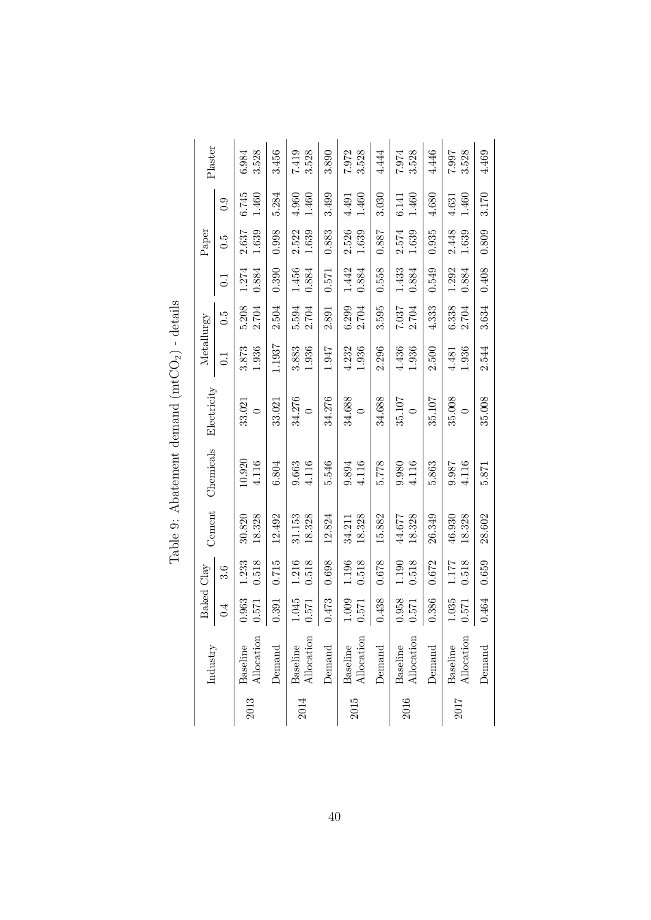Table 9: Abatement demand ($mtCO_2$) - details

| Year | Industry | Baked Clay | | Cement | Chemicals | Electricity | Metallurgy | | Paper | | | Plaster |
|---|---|---|---|---|---|---|---|---|---|---|---|---|
| | | 0.4 | 3.6 | | | | 0.1 | 0.5 | 0.1 | 0.5 | 0.9 | |
| 2013 | Baseline | 0.963 | 1.233 | 30.820 | 10.920 | 33.021 | 3.873 | 5.208 | 1.274 | 2.637 | 6.745 | 6.984 |
| | Allocation | 0.571 | 0.518 | 18.328 | 4.116 | 0 | 1.936 | 2.704 | 0.884 | 1.639 | 1.460 | 3.528 |
| | Demand | 0.391 | 0.715 | 12.492 | 6.804 | 33.021 | 1.1937 | 2.504 | 0.390 | 0.998 | 5.284 | 3.456 |
| 2014 | Baseline | 1.045 | 1.216 | 31.153 | 9.663 | 34.276 | 3.883 | 5.594 | 1.456 | 2.522 | 4.960 | 7.419 |
| | Allocation | 0.571 | 0.518 | 18.328 | 4.116 | 0 | 1.936 | 2.704 | 0.884 | 1.639 | 1.460 | 3.528 |
| | Demand | 0.473 | 0.698 | 12.824 | 5.546 | 34.276 | 1.947 | 2.891 | 0.571 | 0.883 | 3.499 | 3.890 |
| 2015 | Baseline | 1.009 | 1.196 | 34.211 | 9.894 | 34.688 | 4.232 | 6.299 | 1.442 | 2.526 | 4.491 | 7.972 |
| | Allocation | 0.571 | 0.518 | 18.328 | 4.116 | 0 | 1.936 | 2.704 | 0.884 | 1.639 | 1.460 | 3.528 |
| | Demand | 0.438 | 0.678 | 15.882 | 5.778 | 34.688 | 2.296 | 3.595 | 0.558 | 0.887 | 3.030 | 4.444 |
| 2016 | Baseline | 0.958 | 1.190 | 44.677 | 9.980 | 35.107 | 4.436 | 7.037 | 1.433 | 2.574 | 6.141 | 7.974 |
| | Allocation | 0.571 | 0.518 | 18.328 | 4.116 | 0 | 1.936 | 2.704 | 0.884 | 1.639 | 1.460 | 3.528 |
| | Demand | 0.386 | 0.672 | 26.349 | 5.863 | 35.107 | 2.500 | 4.333 | 0.549 | 0.935 | 4.680 | 4.446 |
| 2017 | Baseline | 1.035 | 1.177 | 46.930 | 9.987 | 35.008 | 4.481 | 6.338 | 1.292 | 2.448 | 4.631 | 7.997 |
| | Allocation | 0.571 | 0.518 | 18.328 | 4.116 | 0 | 1.936 | 2.704 | 0.884 | 1.639 | 1.460 | 3.528 |
| | Demand | 0.464 | 0.659 | 28.602 | 5.871 | 35.008 | 2.544 | 3.634 | 0.408 | 0.809 | 3.170 | 4.469 |